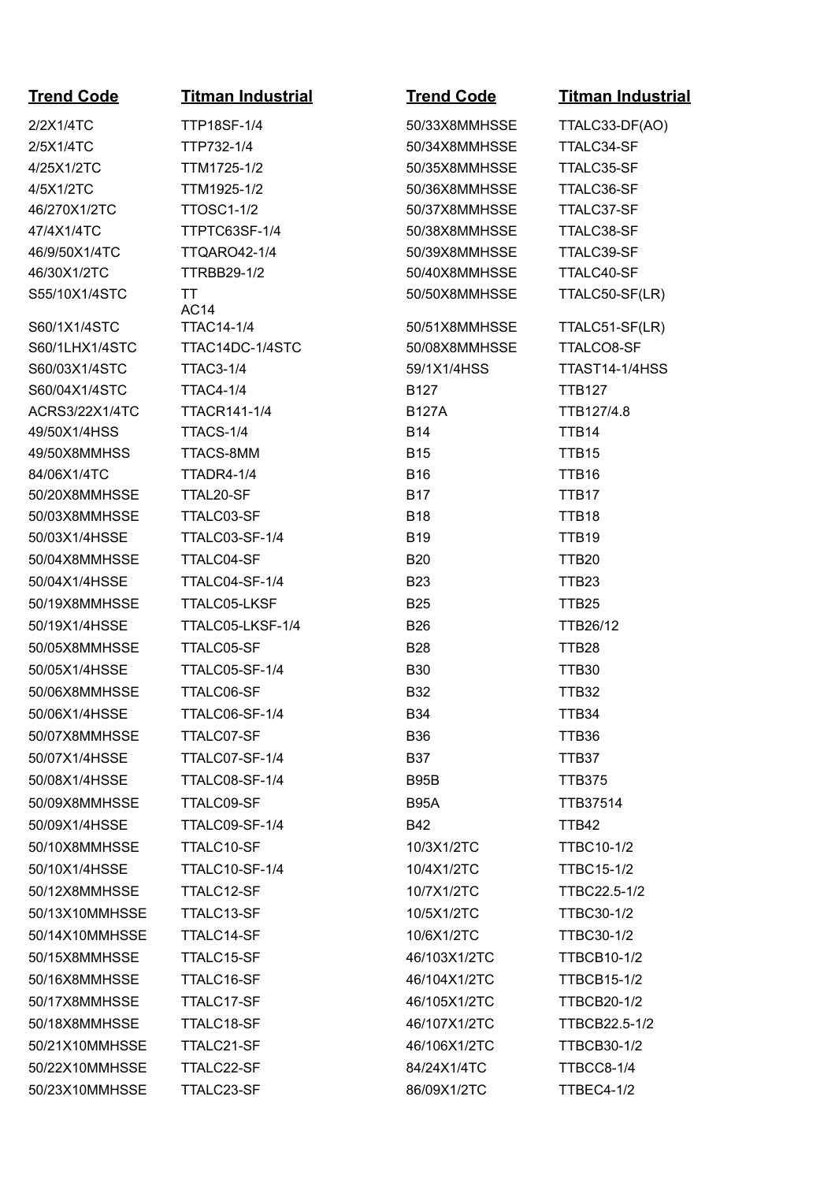| Trend Code | Titman Industrial | Trend Code | Titman Industrial |
|---|---|---|---|
| 2/2X1/4TC | TTP18SF-1/4 | 50/33X8MMHSSE | TTALC33-DF(AO) |
| 2/5X1/4TC | TTP732-1/4 | 50/34X8MMHSSE | TTALC34-SF |
| 4/25X1/2TC | TTM1725-1/2 | 50/35X8MMHSSE | TTALC35-SF |
| 4/5X1/2TC | TTM1925-1/2 | 50/36X8MMHSSE | TTALC36-SF |
| 46/270X1/2TC | TTOSC1-1/2 | 50/37X8MMHSSE | TTALC37-SF |
| 47/4X1/4TC | TTPTC63SF-1/4 | 50/38X8MMHSSE | TTALC38-SF |
| 46/9/50X1/4TC | TTQARO42-1/4 | 50/39X8MMHSSE | TTALC39-SF |
| 46/30X1/2TC | TTRBB29-1/2 | 50/40X8MMHSSE | TTALC40-SF |
| S55/10X1/4STC | TT AC14 | 50/50X8MMHSSE | TTALC50-SF(LR) |
| S60/1X1/4STC | TTAC14-1/4 | 50/51X8MMHSSE | TTALC51-SF(LR) |
| S60/1LHX1/4STC | TTAC14DC-1/4STC | 50/08X8MMHSSE | TTALCO8-SF |
| S60/03X1/4STC | TTAC3-1/4 | 59/1X1/4HSS | TTAST14-1/4HSS |
| S60/04X1/4STC | TTAC4-1/4 | B127 | TTB127 |
| ACRS3/22X1/4TC | TTACR141-1/4 | B127A | TTB127/4.8 |
| 49/50X1/4HSS | TTACS-1/4 | B14 | TTB14 |
| 49/50X8MMHSS | TTACS-8MM | B15 | TTB15 |
| 84/06X1/4TC | TTADR4-1/4 | B16 | TTB16 |
| 50/20X8MMHSSE | TTAL20-SF | B17 | TTB17 |
| 50/03X8MMHSSE | TTALC03-SF | B18 | TTB18 |
| 50/03X1/4HSSE | TTALC03-SF-1/4 | B19 | TTB19 |
| 50/04X8MMHSSE | TTALC04-SF | B20 | TTB20 |
| 50/04X1/4HSSE | TTALC04-SF-1/4 | B23 | TTB23 |
| 50/19X8MMHSSE | TTALC05-LKSF | B25 | TTB25 |
| 50/19X1/4HSSE | TTALC05-LKSF-1/4 | B26 | TTB26/12 |
| 50/05X8MMHSSE | TTALC05-SF | B28 | TTB28 |
| 50/05X1/4HSSE | TTALC05-SF-1/4 | B30 | TTB30 |
| 50/06X8MMHSSE | TTALC06-SF | B32 | TTB32 |
| 50/06X1/4HSSE | TTALC06-SF-1/4 | B34 | TTB34 |
| 50/07X8MMHSSE | TTALC07-SF | B36 | TTB36 |
| 50/07X1/4HSSE | TTALC07-SF-1/4 | B37 | TTB37 |
| 50/08X1/4HSSE | TTALC08-SF-1/4 | B95B | TTB375 |
| 50/09X8MMHSSE | TTALC09-SF | B95A | TTB37514 |
| 50/09X1/4HSSE | TTALC09-SF-1/4 | B42 | TTB42 |
| 50/10X8MMHSSE | TTALC10-SF | 10/3X1/2TC | TTBC10-1/2 |
| 50/10X1/4HSSE | TTALC10-SF-1/4 | 10/4X1/2TC | TTBC15-1/2 |
| 50/12X8MMHSSE | TTALC12-SF | 10/7X1/2TC | TTBC22.5-1/2 |
| 50/13X10MMHSSE | TTALC13-SF | 10/5X1/2TC | TTBC30-1/2 |
| 50/14X10MMHSSE | TTALC14-SF | 10/6X1/2TC | TTBC30-1/2 |
| 50/15X8MMHSSE | TTALC15-SF | 46/103X1/2TC | TTBCB10-1/2 |
| 50/16X8MMHSSE | TTALC16-SF | 46/104X1/2TC | TTBCB15-1/2 |
| 50/17X8MMHSSE | TTALC17-SF | 46/105X1/2TC | TTBCB20-1/2 |
| 50/18X8MMHSSE | TTALC18-SF | 46/107X1/2TC | TTBCB22.5-1/2 |
| 50/21X10MMHSSE | TTALC21-SF | 46/106X1/2TC | TTBCB30-1/2 |
| 50/22X10MMHSSE | TTALC22-SF | 84/24X1/4TC | TTBCC8-1/4 |
| 50/23X10MMHSSE | TTALC23-SF | 86/09X1/2TC | TTBEC4-1/2 |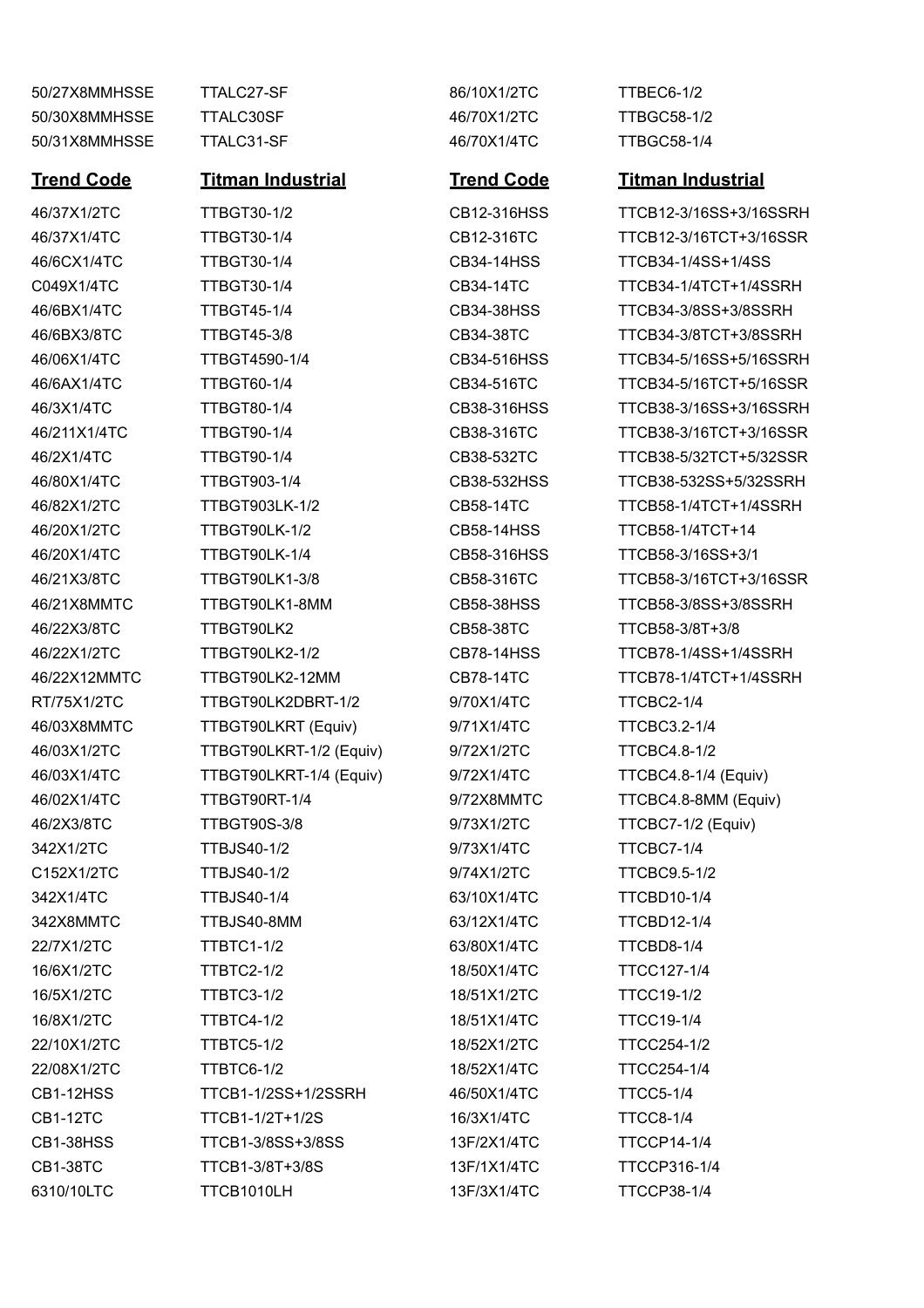| | | | |
|---|---|---|---|
| 50/27X8MMHSSE | TTALC27-SF | 86/10X1/2TC | TTBEC6-1/2 |
| 50/30X8MMHSSE | TTALC30SF | 46/70X1/2TC | TTBGC58-1/2 |
| 50/31X8MMHSSE | TTALC31-SF | 46/70X1/4TC | TTBGC58-1/4 |

| **Trend Code** | **Titman Industrial** | **Trend Code** | **Titman Industrial** |
|---|---|---|---|
| 46/37X1/2TC | TTBGT30-1/2 | CB12-316HSS | TTCB12-3/16SS+3/16SSRH |
| 46/37X1/4TC | TTBGT30-1/4 | CB12-316TC | TTCB12-3/16TCT+3/16SSR |
| 46/6CX1/4TC | TTBGT30-1/4 | CB34-14HSS | TTCB34-1/4SS+1/4SS |
| C049X1/4TC | TTBGT30-1/4 | CB34-14TC | TTCB34-1/4TCT+1/4SSRH |
| 46/6BX1/4TC | TTBGT45-1/4 | CB34-38HSS | TTCB34-3/8SS+3/8SSRH |
| 46/6BX3/8TC | TTBGT45-3/8 | CB34-38TC | TTCB34-3/8TCT+3/8SSRH |
| 46/06X1/4TC | TTBGT4590-1/4 | CB34-516HSS | TTCB34-5/16SS+5/16SSRH |
| 46/6AX1/4TC | TTBGT60-1/4 | CB34-516TC | TTCB34-5/16TCT+5/16SSR |
| 46/3X1/4TC | TTBGT80-1/4 | CB38-316HSS | TTCB38-3/16SS+3/16SSRH |
| 46/211X1/4TC | TTBGT90-1/4 | CB38-316TC | TTCB38-3/16TCT+3/16SSR |
| 46/2X1/4TC | TTBGT90-1/4 | CB38-532TC | TTCB38-5/32TCT+5/32SSR |
| 46/80X1/4TC | TTBGT903-1/4 | CB38-532HSS | TTCB38-532SS+5/32SSRH |
| 46/82X1/2TC | TTBGT903LK-1/2 | CB58-14TC | TTCB58-1/4TCT+1/4SSRH |
| 46/20X1/2TC | TTBGT90LK-1/2 | CB58-14HSS | TTCB58-1/4TCT+14 |
| 46/20X1/4TC | TTBGT90LK-1/4 | CB58-316HSS | TTCB58-3/16SS+3/1 |
| 46/21X3/8TC | TTBGT90LK1-3/8 | CB58-316TC | TTCB58-3/16TCT+3/16SSR |
| 46/21X8MMTC | TTBGT90LK1-8MM | CB58-38HSS | TTCB58-3/8SS+3/8SSRH |
| 46/22X3/8TC | TTBGT90LK2 | CB58-38TC | TTCB58-3/8T+3/8 |
| 46/22X1/2TC | TTBGT90LK2-1/2 | CB78-14HSS | TTCB78-1/4SS+1/4SSRH |
| 46/22X12MMTC | TTBGT90LK2-12MM | CB78-14TC | TTCB78-1/4TCT+1/4SSRH |
| RT/75X1/2TC | TTBGT90LK2DBRT-1/2 | 9/70X1/4TC | TTCBC2-1/4 |
| 46/03X8MMTC | TTBGT90LKRT (Equiv) | 9/71X1/4TC | TTCBC3.2-1/4 |
| 46/03X1/2TC | TTBGT90LKRT-1/2 (Equiv) | 9/72X1/2TC | TTCBC4.8-1/2 |
| 46/03X1/4TC | TTBGT90LKRT-1/4 (Equiv) | 9/72X1/4TC | TTCBC4.8-1/4 (Equiv) |
| 46/02X1/4TC | TTBGT90RT-1/4 | 9/72X8MMTC | TTCBC4.8-8MM (Equiv) |
| 46/2X3/8TC | TTBGT90S-3/8 | 9/73X1/2TC | TTCBC7-1/2 (Equiv) |
| 342X1/2TC | TTBJS40-1/2 | 9/73X1/4TC | TTCBC7-1/4 |
| C152X1/2TC | TTBJS40-1/2 | 9/74X1/2TC | TTCBC9.5-1/2 |
| 342X1/4TC | TTBJS40-1/4 | 63/10X1/4TC | TTCBD10-1/4 |
| 342X8MMTC | TTBJS40-8MM | 63/12X1/4TC | TTCBD12-1/4 |
| 22/7X1/2TC | TTBTC1-1/2 | 63/80X1/4TC | TTCBD8-1/4 |
| 16/6X1/2TC | TTBTC2-1/2 | 18/50X1/4TC | TTCC127-1/4 |
| 16/5X1/2TC | TTBTC3-1/2 | 18/51X1/2TC | TTCC19-1/2 |
| 16/8X1/2TC | TTBTC4-1/2 | 18/51X1/4TC | TTCC19-1/4 |
| 22/10X1/2TC | TTBTC5-1/2 | 18/52X1/2TC | TTCC254-1/2 |
| 22/08X1/2TC | TTBTC6-1/2 | 18/52X1/4TC | TTCC254-1/4 |
| CB1-12HSS | TTCB1-1/2SS+1/2SSRH | 46/50X1/4TC | TTCC5-1/4 |
| CB1-12TC | TTCB1-1/2T+1/2S | 16/3X1/4TC | TTCC8-1/4 |
| CB1-38HSS | TTCB1-3/8SS+3/8SS | 13F/2X1/4TC | TTCCP14-1/4 |
| CB1-38TC | TTCB1-3/8T+3/8S | 13F/1X1/4TC | TTCCP316-1/4 |
| 6310/10LTC | TTCB1010LH | 13F/3X1/4TC | TTCCP38-1/4 |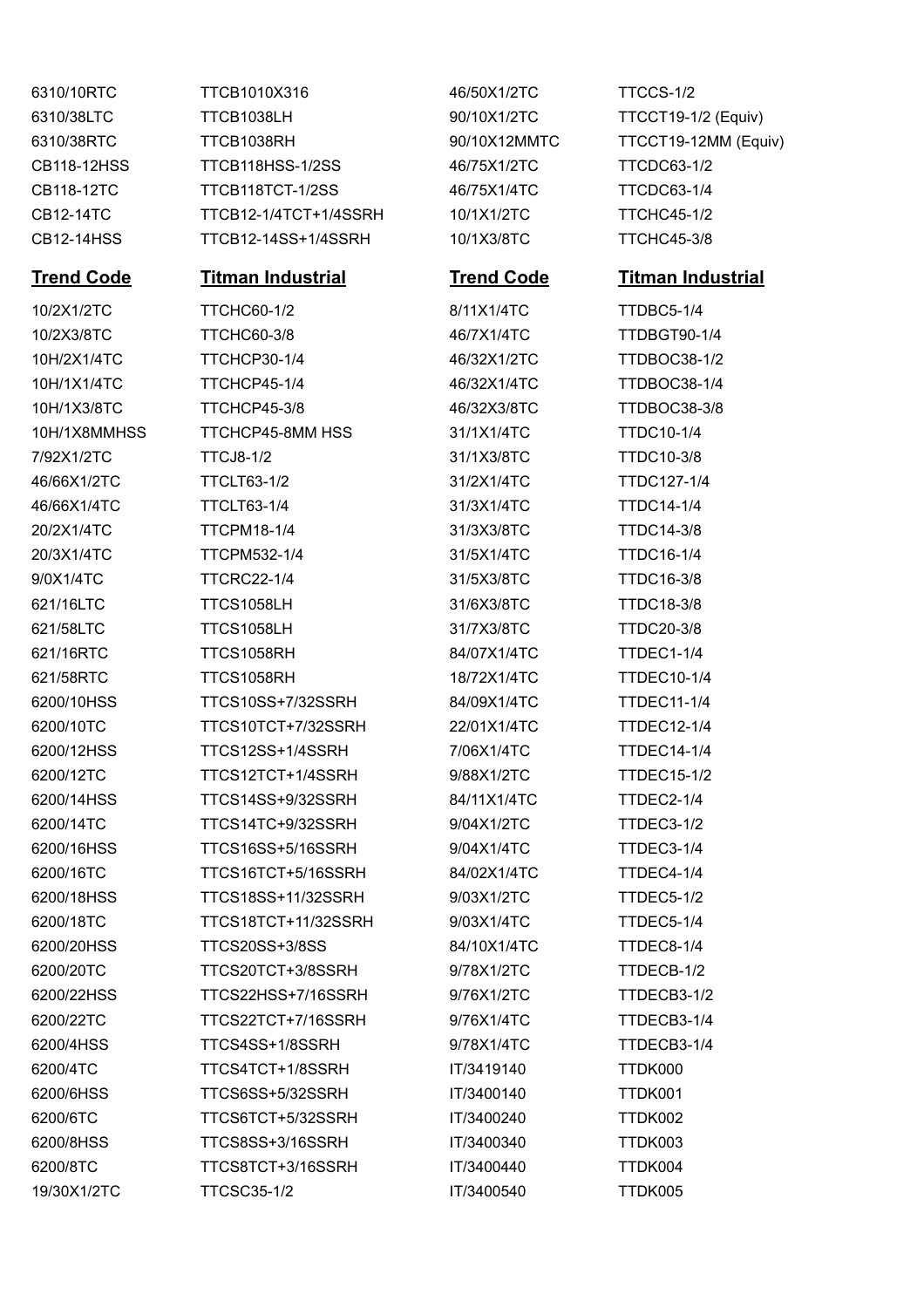| | | | |
|---|---|---|---|
| 6310/10RTC | TTCB1010X316 | 46/50X1/2TC | TTCCS-1/2 |
| 6310/38LTC | TTCB1038LH | 90/10X1/2TC | TTCCT19-1/2 (Equiv) |
| 6310/38RTC | TTCB1038RH | 90/10X12MMTC | TTCCT19-12MM (Equiv) |
| CB118-12HSS | TTCB118HSS-1/2SS | 46/75X1/2TC | TTCDC63-1/2 |
| CB118-12TC | TTCB118TCT-1/2SS | 46/75X1/4TC | TTCDC63-1/4 |
| CB12-14TC | TTCB12-1/4TCT+1/4SSRH | 10/1X1/2TC | TTCHC45-1/2 |
| CB12-14HSS | TTCB12-14SS+1/4SSRH | 10/1X3/8TC | TTCHC45-3/8 |

| Trend Code | Titman Industrial | Trend Code | Titman Industrial |
|---|---|---|---|
| 10/2X1/2TC | TTCHC60-1/2 | 8/11X1/4TC | TTDBC5-1/4 |
| 10/2X3/8TC | TTCHC60-3/8 | 46/7X1/4TC | TTDBGT90-1/4 |
| 10H/2X1/4TC | TTCHCP30-1/4 | 46/32X1/2TC | TTDBOC38-1/2 |
| 10H/1X1/4TC | TTCHCP45-1/4 | 46/32X1/4TC | TTDBOC38-1/4 |
| 10H/1X3/8TC | TTCHCP45-3/8 | 46/32X3/8TC | TTDBOC38-3/8 |
| 10H/1X8MMHSS | TTCHCP45-8MM HSS | 31/1X1/4TC | TTDC10-1/4 |
| 7/92X1/2TC | TTCJ8-1/2 | 31/1X3/8TC | TTDC10-3/8 |
| 46/66X1/2TC | TTCLT63-1/2 | 31/2X1/4TC | TTDC127-1/4 |
| 46/66X1/4TC | TTCLT63-1/4 | 31/3X1/4TC | TTDC14-1/4 |
| 20/2X1/4TC | TTCPM18-1/4 | 31/3X3/8TC | TTDC14-3/8 |
| 20/3X1/4TC | TTCPM532-1/4 | 31/5X1/4TC | TTDC16-1/4 |
| 9/0X1/4TC | TTCRC22-1/4 | 31/5X3/8TC | TTDC16-3/8 |
| 621/16LTC | TTCS1058LH | 31/6X3/8TC | TTDC18-3/8 |
| 621/58LTC | TTCS1058LH | 31/7X3/8TC | TTDC20-3/8 |
| 621/16RTC | TTCS1058RH | 84/07X1/4TC | TTDEC1-1/4 |
| 621/58RTC | TTCS1058RH | 18/72X1/4TC | TTDEC10-1/4 |
| 6200/10HSS | TTCS10SS+7/32SSRH | 84/09X1/4TC | TTDEC11-1/4 |
| 6200/10TC | TTCS10TCT+7/32SSRH | 22/01X1/4TC | TTDEC12-1/4 |
| 6200/12HSS | TTCS12SS+1/4SSRH | 7/06X1/4TC | TTDEC14-1/4 |
| 6200/12TC | TTCS12TCT+1/4SSRH | 9/88X1/2TC | TTDEC15-1/2 |
| 6200/14HSS | TTCS14SS+9/32SSRH | 84/11X1/4TC | TTDEC2-1/4 |
| 6200/14TC | TTCS14TC+9/32SSRH | 9/04X1/2TC | TTDEC3-1/2 |
| 6200/16HSS | TTCS16SS+5/16SSRH | 9/04X1/4TC | TTDEC3-1/4 |
| 6200/16TC | TTCS16TCT+5/16SSRH | 84/02X1/4TC | TTDEC4-1/4 |
| 6200/18HSS | TTCS18SS+11/32SSRH | 9/03X1/2TC | TTDEC5-1/2 |
| 6200/18TC | TTCS18TCT+11/32SSRH | 9/03X1/4TC | TTDEC5-1/4 |
| 6200/20HSS | TTCS20SS+3/8SS | 84/10X1/4TC | TTDEC8-1/4 |
| 6200/20TC | TTCS20TCT+3/8SSRH | 9/78X1/2TC | TTDECB-1/2 |
| 6200/22HSS | TTCS22HSS+7/16SSRH | 9/76X1/2TC | TTDECB3-1/2 |
| 6200/22TC | TTCS22TCT+7/16SSRH | 9/76X1/4TC | TTDECB3-1/4 |
| 6200/4HSS | TTCS4SS+1/8SSRH | 9/78X1/4TC | TTDECB3-1/4 |
| 6200/4TC | TTCS4TCT+1/8SSRH | IT/3419140 | TTDK000 |
| 6200/6HSS | TTCS6SS+5/32SSRH | IT/3400140 | TTDK001 |
| 6200/6TC | TTCS6TCT+5/32SSRH | IT/3400240 | TTDK002 |
| 6200/8HSS | TTCS8SS+3/16SSRH | IT/3400340 | TTDK003 |
| 6200/8TC | TTCS8TCT+3/16SSRH | IT/3400440 | TTDK004 |
| 19/30X1/2TC | TTCSC35-1/2 | IT/3400540 | TTDK005 |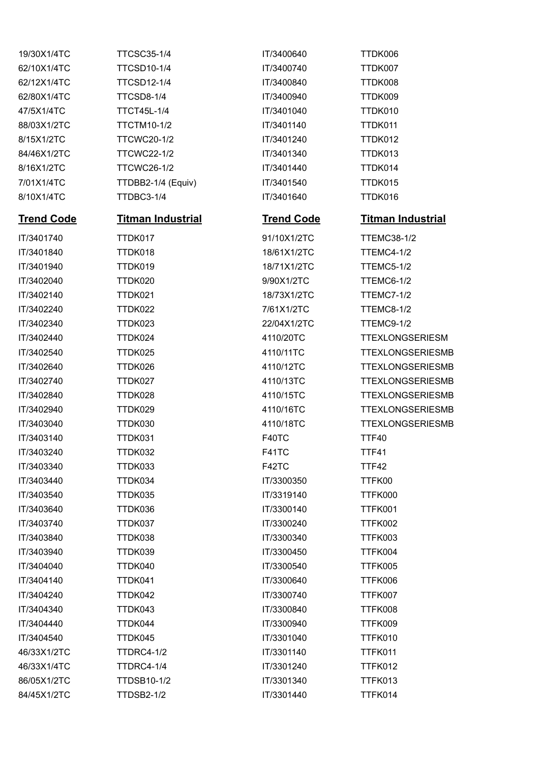| | | | |
|---|---|---|---|
| 19/30X1/4TC | TTCSC35-1/4 | IT/3400640 | TTDK006 |
| 62/10X1/4TC | TTCSD10-1/4 | IT/3400740 | TTDK007 |
| 62/12X1/4TC | TTCSD12-1/4 | IT/3400840 | TTDK008 |
| 62/80X1/4TC | TTCSD8-1/4 | IT/3400940 | TTDK009 |
| 47/5X1/4TC | TTCT45L-1/4 | IT/3401040 | TTDK010 |
| 88/03X1/2TC | TTCTM10-1/2 | IT/3401140 | TTDK011 |
| 8/15X1/2TC | TTCWC20-1/2 | IT/3401240 | TTDK012 |
| 84/46X1/2TC | TTCWC22-1/2 | IT/3401340 | TTDK013 |
| 8/16X1/2TC | TTCWC26-1/2 | IT/3401440 | TTDK014 |
| 7/01X1/4TC | TTDBB2-1/4 (Equiv) | IT/3401540 | TTDK015 |
| 8/10X1/4TC | TTDBC3-1/4 | IT/3401640 | TTDK016 |

| Trend Code | Titman Industrial | Trend Code | Titman Industrial |
|---|---|---|---|
| IT/3401740 | TTDK017 | 91/10X1/2TC | TTEMC38-1/2 |
| IT/3401840 | TTDK018 | 18/61X1/2TC | TTEMC4-1/2 |
| IT/3401940 | TTDK019 | 18/71X1/2TC | TTEMC5-1/2 |
| IT/3402040 | TTDK020 | 9/90X1/2TC | TTEMC6-1/2 |
| IT/3402140 | TTDK021 | 18/73X1/2TC | TTEMC7-1/2 |
| IT/3402240 | TTDK022 | 7/61X1/2TC | TTEMC8-1/2 |
| IT/3402340 | TTDK023 | 22/04X1/2TC | TTEMC9-1/2 |
| IT/3402440 | TTDK024 | 4110/20TC | TTEXLONGSERIESM |
| IT/3402540 | TTDK025 | 4110/11TC | TTEXLONGSERIESMB |
| IT/3402640 | TTDK026 | 4110/12TC | TTEXLONGSERIESMB |
| IT/3402740 | TTDK027 | 4110/13TC | TTEXLONGSERIESMB |
| IT/3402840 | TTDK028 | 4110/15TC | TTEXLONGSERIESMB |
| IT/3402940 | TTDK029 | 4110/16TC | TTEXLONGSERIESMB |
| IT/3403040 | TTDK030 | 4110/18TC | TTEXLONGSERIESMB |
| IT/3403140 | TTDK031 | F40TC | TTF40 |
| IT/3403240 | TTDK032 | F41TC | TTF41 |
| IT/3403340 | TTDK033 | F42TC | TTF42 |
| IT/3403440 | TTDK034 | IT/3300350 | TTFK00 |
| IT/3403540 | TTDK035 | IT/3319140 | TTFK000 |
| IT/3403640 | TTDK036 | IT/3300140 | TTFK001 |
| IT/3403740 | TTDK037 | IT/3300240 | TTFK002 |
| IT/3403840 | TTDK038 | IT/3300340 | TTFK003 |
| IT/3403940 | TTDK039 | IT/3300450 | TTFK004 |
| IT/3404040 | TTDK040 | IT/3300540 | TTFK005 |
| IT/3404140 | TTDK041 | IT/3300640 | TTFK006 |
| IT/3404240 | TTDK042 | IT/3300740 | TTFK007 |
| IT/3404340 | TTDK043 | IT/3300840 | TTFK008 |
| IT/3404440 | TTDK044 | IT/3300940 | TTFK009 |
| IT/3404540 | TTDK045 | IT/3301040 | TTFK010 |
| 46/33X1/2TC | TTDRC4-1/2 | IT/3301140 | TTFK011 |
| 46/33X1/4TC | TTDRC4-1/4 | IT/3301240 | TTFK012 |
| 86/05X1/2TC | TTDSB10-1/2 | IT/3301340 | TTFK013 |
| 84/45X1/2TC | TTDSB2-1/2 | IT/3301440 | TTFK014 |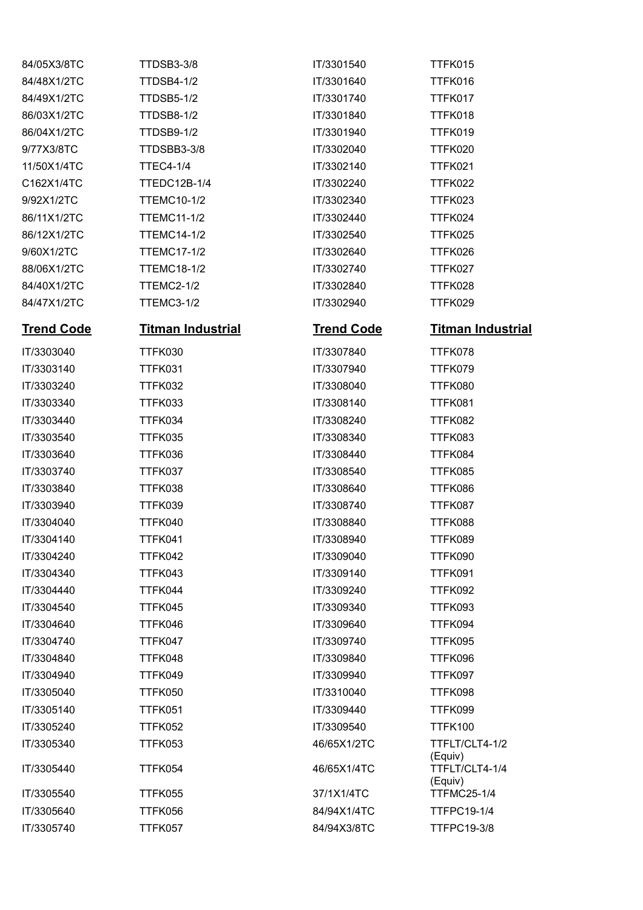| | | | |
|---|---|---|---|
| 84/05X3/8TC | TTDSB3-3/8 | IT/3301540 | TTFK015 |
| 84/48X1/2TC | TTDSB4-1/2 | IT/3301640 | TTFK016 |
| 84/49X1/2TC | TTDSB5-1/2 | IT/3301740 | TTFK017 |
| 86/03X1/2TC | TTDSB8-1/2 | IT/3301840 | TTFK018 |
| 86/04X1/2TC | TTDSB9-1/2 | IT/3301940 | TTFK019 |
| 9/77X3/8TC | TTDSBB3-3/8 | IT/3302040 | TTFK020 |
| 11/50X1/4TC | TTEC4-1/4 | IT/3302140 | TTFK021 |
| C162X1/4TC | TTEDC12B-1/4 | IT/3302240 | TTFK022 |
| 9/92X1/2TC | TTEMC10-1/2 | IT/3302340 | TTFK023 |
| 86/11X1/2TC | TTEMC11-1/2 | IT/3302440 | TTFK024 |
| 86/12X1/2TC | TTEMC14-1/2 | IT/3302540 | TTFK025 |
| 9/60X1/2TC | TTEMC17-1/2 | IT/3302640 | TTFK026 |
| 88/06X1/2TC | TTEMC18-1/2 | IT/3302740 | TTFK027 |
| 84/40X1/2TC | TTEMC2-1/2 | IT/3302840 | TTFK028 |
| 84/47X1/2TC | TTEMC3-1/2 | IT/3302940 | TTFK029 |

| **Trend Code** | **Titman Industrial** | **Trend Code** | **Titman Industrial** |
|---|---|---|---|
| IT/3303040 | TTFK030 | IT/3307840 | TTFK078 |
| IT/3303140 | TTFK031 | IT/3307940 | TTFK079 |
| IT/3303240 | TTFK032 | IT/3308040 | TTFK080 |
| IT/3303340 | TTFK033 | IT/3308140 | TTFK081 |
| IT/3303440 | TTFK034 | IT/3308240 | TTFK082 |
| IT/3303540 | TTFK035 | IT/3308340 | TTFK083 |
| IT/3303640 | TTFK036 | IT/3308440 | TTFK084 |
| IT/3303740 | TTFK037 | IT/3308540 | TTFK085 |
| IT/3303840 | TTFK038 | IT/3308640 | TTFK086 |
| IT/3303940 | TTFK039 | IT/3308740 | TTFK087 |
| IT/3304040 | TTFK040 | IT/3308840 | TTFK088 |
| IT/3304140 | TTFK041 | IT/3308940 | TTFK089 |
| IT/3304240 | TTFK042 | IT/3309040 | TTFK090 |
| IT/3304340 | TTFK043 | IT/3309140 | TTFK091 |
| IT/3304440 | TTFK044 | IT/3309240 | TTFK092 |
| IT/3304540 | TTFK045 | IT/3309340 | TTFK093 |
| IT/3304640 | TTFK046 | IT/3309640 | TTFK094 |
| IT/3304740 | TTFK047 | IT/3309740 | TTFK095 |
| IT/3304840 | TTFK048 | IT/3309840 | TTFK096 |
| IT/3304940 | TTFK049 | IT/3309940 | TTFK097 |
| IT/3305040 | TTFK050 | IT/3310040 | TTFK098 |
| IT/3305140 | TTFK051 | IT/3309440 | TTFK099 |
| IT/3305240 | TTFK052 | IT/3309540 | TTFK100 |
| IT/3305340 | TTFK053 | 46/65X1/2TC | TTFLT/CLT4-1/2 (Equiv) |
| IT/3305440 | TTFK054 | 46/65X1/4TC | TTFLT/CLT4-1/4 (Equiv) |
| IT/3305540 | TTFK055 | 37/1X1/4TC | TTFMC25-1/4 |
| IT/3305640 | TTFK056 | 84/94X1/4TC | TTFPC19-1/4 |
| IT/3305740 | TTFK057 | 84/94X3/8TC | TTFPC19-3/8 |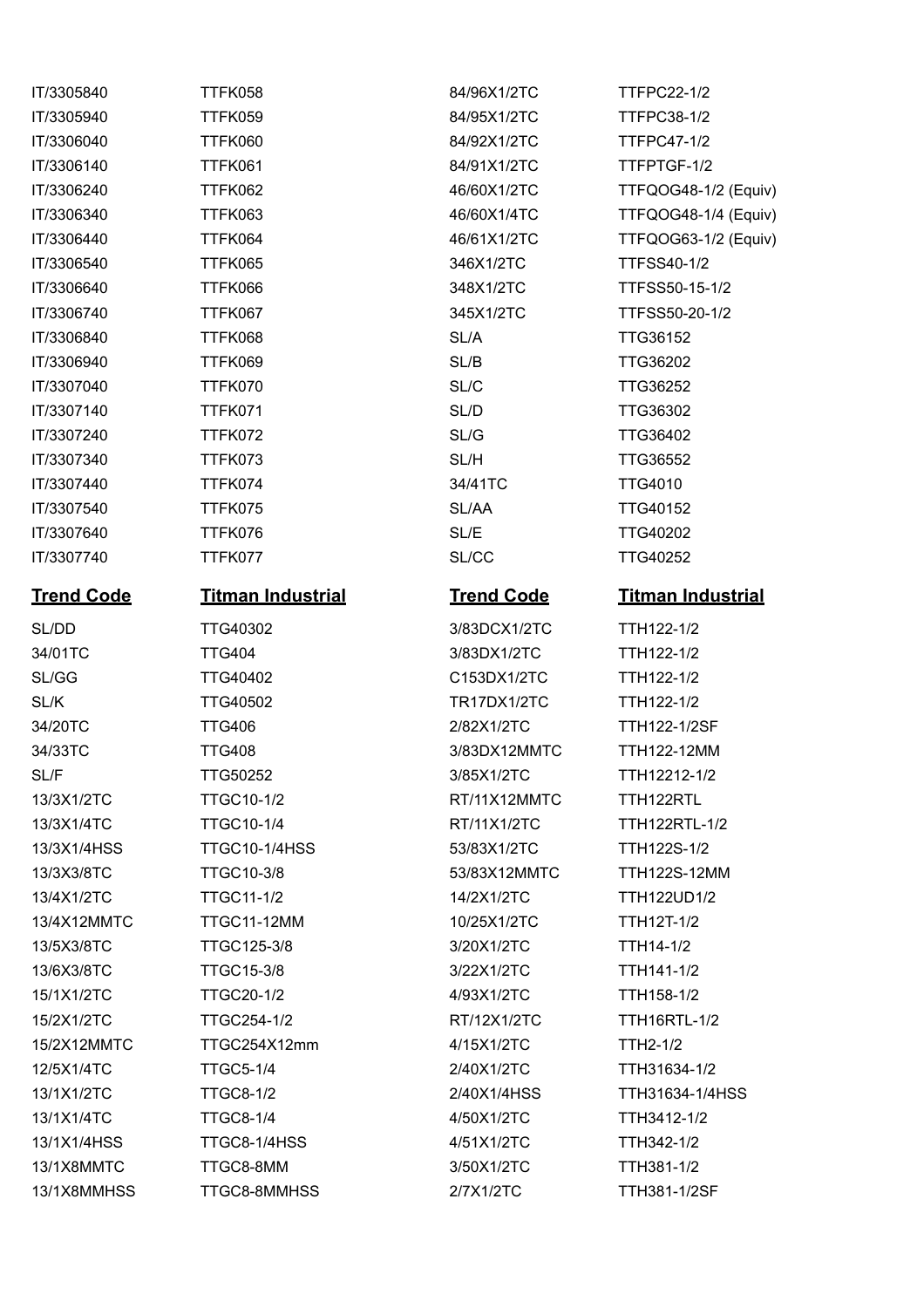| | | | |
|---|---|---|---|
| IT/3305840 | TTFK058 | 84/96X1/2TC | TTFPC22-1/2 |
| IT/3305940 | TTFK059 | 84/95X1/2TC | TTFPC38-1/2 |
| IT/3306040 | TTFK060 | 84/92X1/2TC | TTFPC47-1/2 |
| IT/3306140 | TTFK061 | 84/91X1/2TC | TTFPTGF-1/2 |
| IT/3306240 | TTFK062 | 46/60X1/2TC | TTFQOG48-1/2 (Equiv) |
| IT/3306340 | TTFK063 | 46/60X1/4TC | TTFQOG48-1/4 (Equiv) |
| IT/3306440 | TTFK064 | 46/61X1/2TC | TTFQOG63-1/2 (Equiv) |
| IT/3306540 | TTFK065 | 346X1/2TC | TTFSS40-1/2 |
| IT/3306640 | TTFK066 | 348X1/2TC | TTFSS50-15-1/2 |
| IT/3306740 | TTFK067 | 345X1/2TC | TTFSS50-20-1/2 |
| IT/3306840 | TTFK068 | SL/A | TTG36152 |
| IT/3306940 | TTFK069 | SL/B | TTG36202 |
| IT/3307040 | TTFK070 | SL/C | TTG36252 |
| IT/3307140 | TTFK071 | SL/D | TTG36302 |
| IT/3307240 | TTFK072 | SL/G | TTG36402 |
| IT/3307340 | TTFK073 | SL/H | TTG36552 |
| IT/3307440 | TTFK074 | 34/41TC | TTG4010 |
| IT/3307540 | TTFK075 | SL/AA | TTG40152 |
| IT/3307640 | TTFK076 | SL/E | TTG40202 |
| IT/3307740 | TTFK077 | SL/CC | TTG40252 |

| **Trend Code** | **Titman Industrial** | **Trend Code** | **Titman Industrial** |
|---|---|---|---|
| SL/DD | TTG40302 | 3/83DCX1/2TC | TTH122-1/2 |
| 34/01TC | TTG404 | 3/83DX1/2TC | TTH122-1/2 |
| SL/GG | TTG40402 | C153DX1/2TC | TTH122-1/2 |
| SL/K | TTG40502 | TR17DX1/2TC | TTH122-1/2 |
| 34/20TC | TTG406 | 2/82X1/2TC | TTH122-1/2SF |
| 34/33TC | TTG408 | 3/83DX12MMTC | TTH122-12MM |
| SL/F | TTG50252 | 3/85X1/2TC | TTH12212-1/2 |
| 13/3X1/2TC | TTGC10-1/2 | RT/11X12MMTC | TTH122RTL |
| 13/3X1/4TC | TTGC10-1/4 | RT/11X1/2TC | TTH122RTL-1/2 |
| 13/3X1/4HSS | TTGC10-1/4HSS | 53/83X1/2TC | TTH122S-1/2 |
| 13/3X3/8TC | TTGC10-3/8 | 53/83X12MMTC | TTH122S-12MM |
| 13/4X1/2TC | TTGC11-1/2 | 14/2X1/2TC | TTH122UD1/2 |
| 13/4X12MMTC | TTGC11-12MM | 10/25X1/2TC | TTH12T-1/2 |
| 13/5X3/8TC | TTGC125-3/8 | 3/20X1/2TC | TTH14-1/2 |
| 13/6X3/8TC | TTGC15-3/8 | 3/22X1/2TC | TTH141-1/2 |
| 15/1X1/2TC | TTGC20-1/2 | 4/93X1/2TC | TTH158-1/2 |
| 15/2X1/2TC | TTGC254-1/2 | RT/12X1/2TC | TTH16RTL-1/2 |
| 15/2X12MMTC | TTGC254X12mm | 4/15X1/2TC | TTH2-1/2 |
| 12/5X1/4TC | TTGC5-1/4 | 2/40X1/2TC | TTH31634-1/2 |
| 13/1X1/2TC | TTGC8-1/2 | 2/40X1/4HSS | TTH31634-1/4HSS |
| 13/1X1/4TC | TTGC8-1/4 | 4/50X1/2TC | TTH3412-1/2 |
| 13/1X1/4HSS | TTGC8-1/4HSS | 4/51X1/2TC | TTH342-1/2 |
| 13/1X8MMTC | TTGC8-8MM | 3/50X1/2TC | TTH381-1/2 |
| 13/1X8MMHSS | TTGC8-8MMHSS | 2/7X1/2TC | TTH381-1/2SF |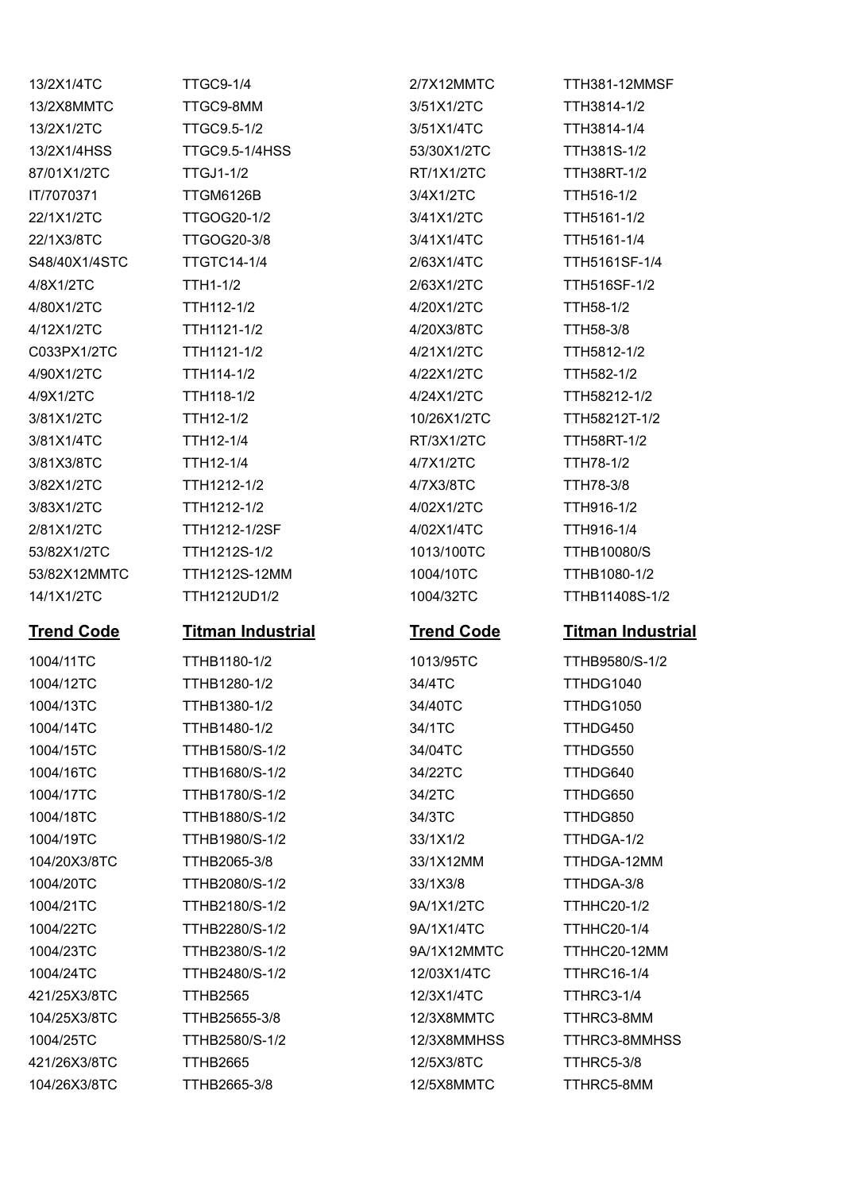| | | | |
|---|---|---|---|
| 13/2X1/4TC | TTGC9-1/4 | 2/7X12MMTC | TTH381-12MMSF |
| 13/2X8MMTC | TTGC9-8MM | 3/51X1/2TC | TTH3814-1/2 |
| 13/2X1/2TC | TTGC9.5-1/2 | 3/51X1/4TC | TTH3814-1/4 |
| 13/2X1/4HSS | TTGC9.5-1/4HSS | 53/30X1/2TC | TTH381S-1/2 |
| 87/01X1/2TC | TTGJ1-1/2 | RT/1X1/2TC | TTH38RT-1/2 |
| IT/7070371 | TTGM6126B | 3/4X1/2TC | TTH516-1/2 |
| 22/1X1/2TC | TTGOG20-1/2 | 3/41X1/2TC | TTH5161-1/2 |
| 22/1X3/8TC | TTGOG20-3/8 | 3/41X1/4TC | TTH5161-1/4 |
| S48/40X1/4STC | TTGTC14-1/4 | 2/63X1/4TC | TTH5161SF-1/4 |
| 4/8X1/2TC | TTH1-1/2 | 2/63X1/2TC | TTH516SF-1/2 |
| 4/80X1/2TC | TTH112-1/2 | 4/20X1/2TC | TTH58-1/2 |
| 4/12X1/2TC | TTH1121-1/2 | 4/20X3/8TC | TTH58-3/8 |
| C033PX1/2TC | TTH1121-1/2 | 4/21X1/2TC | TTH5812-1/2 |
| 4/90X1/2TC | TTH114-1/2 | 4/22X1/2TC | TTH582-1/2 |
| 4/9X1/2TC | TTH118-1/2 | 4/24X1/2TC | TTH58212-1/2 |
| 3/81X1/2TC | TTH12-1/2 | 10/26X1/2TC | TTH58212T-1/2 |
| 3/81X1/4TC | TTH12-1/4 | RT/3X1/2TC | TTH58RT-1/2 |
| 3/81X3/8TC | TTH12-1/4 | 4/7X1/2TC | TTH78-1/2 |
| 3/82X1/2TC | TTH1212-1/2 | 4/7X3/8TC | TTH78-3/8 |
| 3/83X1/2TC | TTH1212-1/2 | 4/02X1/2TC | TTH916-1/2 |
| 2/81X1/2TC | TTH1212-1/2SF | 4/02X1/4TC | TTH916-1/4 |
| 53/82X1/2TC | TTH1212S-1/2 | 1013/100TC | TTHB10080/S |
| 53/82X12MMTC | TTH1212S-12MM | 1004/10TC | TTHB1080-1/2 |
| 14/1X1/2TC | TTH1212UD1/2 | 1004/32TC | TTHB11408S-1/2 |

| Trend Code | Titman Industrial | Trend Code | Titman Industrial |
|---|---|---|---|
| 1004/11TC | TTHB1180-1/2 | 1013/95TC | TTHB9580/S-1/2 |
| 1004/12TC | TTHB1280-1/2 | 34/4TC | TTHDG1040 |
| 1004/13TC | TTHB1380-1/2 | 34/40TC | TTHDG1050 |
| 1004/14TC | TTHB1480-1/2 | 34/1TC | TTHDG450 |
| 1004/15TC | TTHB1580/S-1/2 | 34/04TC | TTHDG550 |
| 1004/16TC | TTHB1680/S-1/2 | 34/22TC | TTHDG640 |
| 1004/17TC | TTHB1780/S-1/2 | 34/2TC | TTHDG650 |
| 1004/18TC | TTHB1880/S-1/2 | 34/3TC | TTHDG850 |
| 1004/19TC | TTHB1980/S-1/2 | 33/1X1/2 | TTHDGA-1/2 |
| 104/20X3/8TC | TTHB2065-3/8 | 33/1X12MM | TTHDGA-12MM |
| 1004/20TC | TTHB2080/S-1/2 | 33/1X3/8 | TTHDGA-3/8 |
| 1004/21TC | TTHB2180/S-1/2 | 9A/1X1/2TC | TTHHC20-1/2 |
| 1004/22TC | TTHB2280/S-1/2 | 9A/1X1/4TC | TTHHC20-1/4 |
| 1004/23TC | TTHB2380/S-1/2 | 9A/1X12MMTC | TTHHC20-12MM |
| 1004/24TC | TTHB2480/S-1/2 | 12/03X1/4TC | TTHRC16-1/4 |
| 421/25X3/8TC | TTHB2565 | 12/3X1/4TC | TTHRC3-1/4 |
| 104/25X3/8TC | TTHB25655-3/8 | 12/3X8MMTC | TTHRC3-8MM |
| 1004/25TC | TTHB2580/S-1/2 | 12/3X8MMHSS | TTHRC3-8MMHSS |
| 421/26X3/8TC | TTHB2665 | 12/5X3/8TC | TTHRC5-3/8 |
| 104/26X3/8TC | TTHB2665-3/8 | 12/5X8MMTC | TTHRC5-8MM |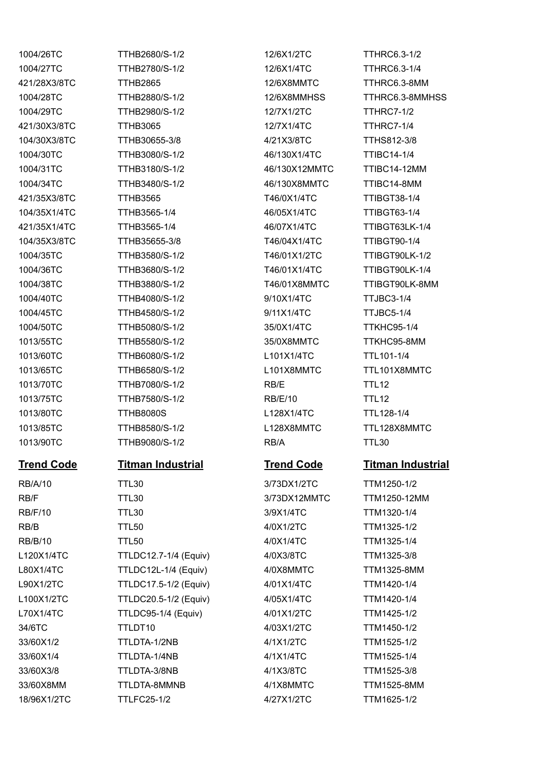| | | | |
|---|---|---|---|
| 1004/26TC | TTHB2680/S-1/2 | 12/6X1/2TC | TTHRC6.3-1/2 |
| 1004/27TC | TTHB2780/S-1/2 | 12/6X1/4TC | TTHRC6.3-1/4 |
| 421/28X3/8TC | TTHB2865 | 12/6X8MMTC | TTHRC6.3-8MM |
| 1004/28TC | TTHB2880/S-1/2 | 12/6X8MMHSS | TTHRC6.3-8MMHSS |
| 1004/29TC | TTHB2980/S-1/2 | 12/7X1/2TC | TTHRC7-1/2 |
| 421/30X3/8TC | TTHB3065 | 12/7X1/4TC | TTHRC7-1/4 |
| 104/30X3/8TC | TTHB30655-3/8 | 4/21X3/8TC | TTHS812-3/8 |
| 1004/30TC | TTHB3080/S-1/2 | 46/130X1/4TC | TTIBC14-1/4 |
| 1004/31TC | TTHB3180/S-1/2 | 46/130X12MMTC | TTIBC14-12MM |
| 1004/34TC | TTHB3480/S-1/2 | 46/130X8MMTC | TTIBC14-8MM |
| 421/35X3/8TC | TTHB3565 | T46/0X1/4TC | TTIBGT38-1/4 |
| 104/35X1/4TC | TTHB3565-1/4 | 46/05X1/4TC | TTIBGT63-1/4 |
| 421/35X1/4TC | TTHB3565-1/4 | 46/07X1/4TC | TTIBGT63LK-1/4 |
| 104/35X3/8TC | TTHB35655-3/8 | T46/04X1/4TC | TTIBGT90-1/4 |
| 1004/35TC | TTHB3580/S-1/2 | T46/01X1/2TC | TTIBGT90LK-1/2 |
| 1004/36TC | TTHB3680/S-1/2 | T46/01X1/4TC | TTIBGT90LK-1/4 |
| 1004/38TC | TTHB3880/S-1/2 | T46/01X8MMTC | TTIBGT90LK-8MM |
| 1004/40TC | TTHB4080/S-1/2 | 9/10X1/4TC | TTJBC3-1/4 |
| 1004/45TC | TTHB4580/S-1/2 | 9/11X1/4TC | TTJBC5-1/4 |
| 1004/50TC | TTHB5080/S-1/2 | 35/0X1/4TC | TTKHC95-1/4 |
| 1013/55TC | TTHB5580/S-1/2 | 35/0X8MMTC | TTKHC95-8MM |
| 1013/60TC | TTHB6080/S-1/2 | L101X1/4TC | TTL101-1/4 |
| 1013/65TC | TTHB6580/S-1/2 | L101X8MMTC | TTL101X8MMTC |
| 1013/70TC | TTHB7080/S-1/2 | RB/E | TTL12 |
| 1013/75TC | TTHB7580/S-1/2 | RB/E/10 | TTL12 |
| 1013/80TC | TTHB8080S | L128X1/4TC | TTL128-1/4 |
| 1013/85TC | TTHB8580/S-1/2 | L128X8MMTC | TTL128X8MMTC |
| 1013/90TC | TTHB9080/S-1/2 | RB/A | TTL30 |

| **Trend Code** | **Titman Industrial** | **Trend Code** | **Titman Industrial** |
|---|---|---|---|
| RB/A/10 | TTL30 | 3/73DX1/2TC | TTM1250-1/2 |
| RB/F | TTL30 | 3/73DX12MMTC | TTM1250-12MM |
| RB/F/10 | TTL30 | 3/9X1/4TC | TTM1320-1/4 |
| RB/B | TTL50 | 4/0X1/2TC | TTM1325-1/2 |
| RB/B/10 | TTL50 | 4/0X1/4TC | TTM1325-1/4 |
| L120X1/4TC | TTLDC12.7-1/4 (Equiv) | 4/0X3/8TC | TTM1325-3/8 |
| L80X1/4TC | TTLDC12L-1/4 (Equiv) | 4/0X8MMTC | TTM1325-8MM |
| L90X1/2TC | TTLDC17.5-1/2 (Equiv) | 4/01X1/4TC | TTM1420-1/4 |
| L100X1/2TC | TTLDC20.5-1/2 (Equiv) | 4/05X1/4TC | TTM1420-1/4 |
| L70X1/4TC | TTLDC95-1/4 (Equiv) | 4/01X1/2TC | TTM1425-1/2 |
| 34/6TC | TTLDT10 | 4/03X1/2TC | TTM1450-1/2 |
| 33/60X1/2 | TTLDTA-1/2NB | 4/1X1/2TC | TTM1525-1/2 |
| 33/60X1/4 | TTLDTA-1/4NB | 4/1X1/4TC | TTM1525-1/4 |
| 33/60X3/8 | TTLDTA-3/8NB | 4/1X3/8TC | TTM1525-3/8 |
| 33/60X8MM | TTLDTA-8MMNB | 4/1X8MMTC | TTM1525-8MM |
| 18/96X1/2TC | TTLFC25-1/2 | 4/27X1/2TC | TTM1625-1/2 |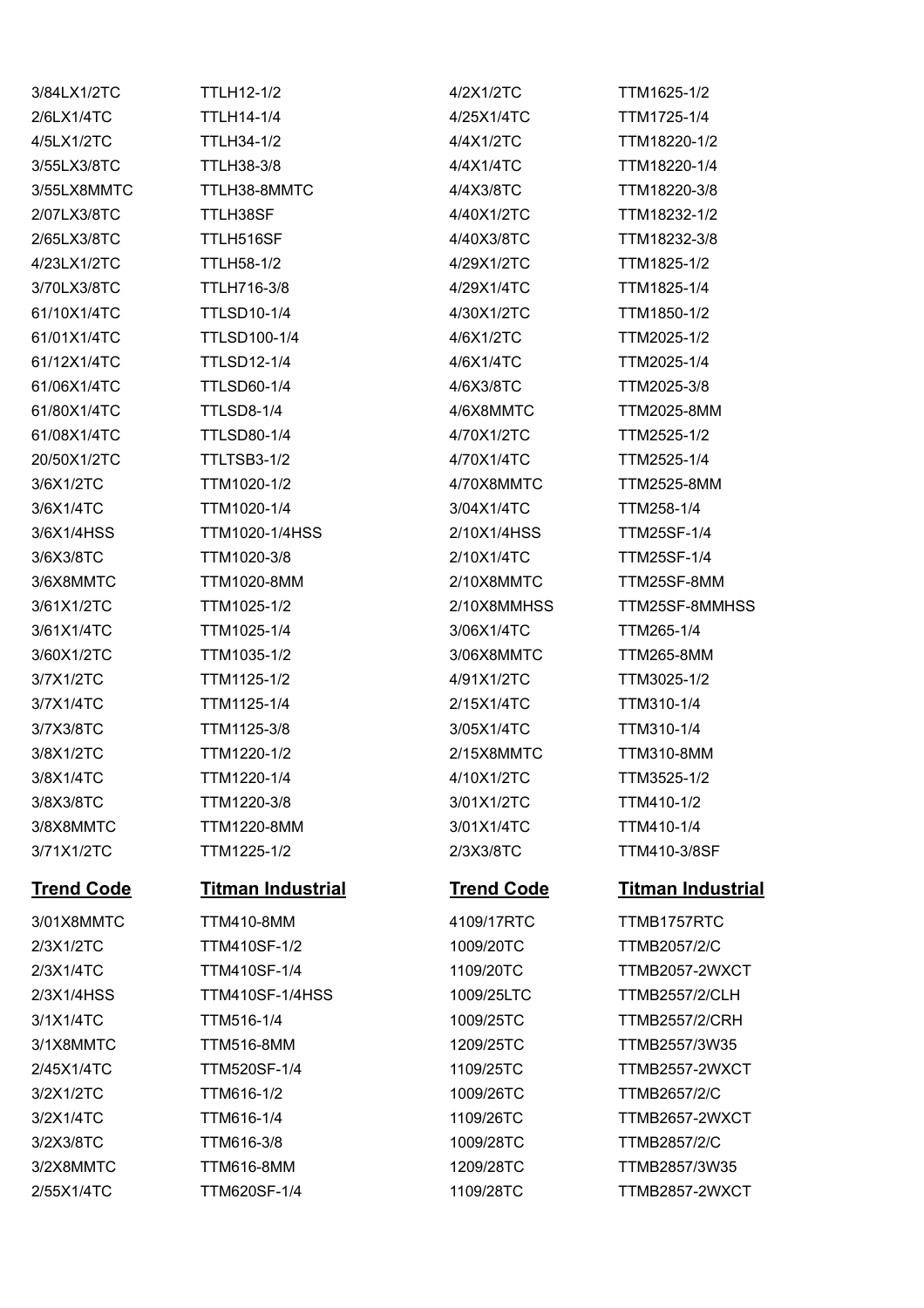| Trend Code | Titman Industrial | Trend Code | Titman Industrial |
|---|---|---|---|
| 3/84LX1/2TC | TTLH12-1/2 | 4/2X1/2TC | TTM1625-1/2 |
| 2/6LX1/4TC | TTLH14-1/4 | 4/25X1/4TC | TTM1725-1/4 |
| 4/5LX1/2TC | TTLH34-1/2 | 4/4X1/2TC | TTM18220-1/2 |
| 3/55LX3/8TC | TTLH38-3/8 | 4/4X1/4TC | TTM18220-1/4 |
| 3/55LX8MMTC | TTLH38-8MMTC | 4/4X3/8TC | TTM18220-3/8 |
| 2/07LX3/8TC | TTLH38SF | 4/40X1/2TC | TTM18232-1/2 |
| 2/65LX3/8TC | TTLH516SF | 4/40X3/8TC | TTM18232-3/8 |
| 4/23LX1/2TC | TTLH58-1/2 | 4/29X1/2TC | TTM1825-1/2 |
| 3/70LX3/8TC | TTLH716-3/8 | 4/29X1/4TC | TTM1825-1/4 |
| 61/10X1/4TC | TTLSD10-1/4 | 4/30X1/2TC | TTM1850-1/2 |
| 61/01X1/4TC | TTLSD100-1/4 | 4/6X1/2TC | TTM2025-1/2 |
| 61/12X1/4TC | TTLSD12-1/4 | 4/6X1/4TC | TTM2025-1/4 |
| 61/06X1/4TC | TTLSD60-1/4 | 4/6X3/8TC | TTM2025-3/8 |
| 61/80X1/4TC | TTLSD8-1/4 | 4/6X8MMTC | TTM2025-8MM |
| 61/08X1/4TC | TTLSD80-1/4 | 4/70X1/2TC | TTM2525-1/2 |
| 20/50X1/2TC | TTLTSB3-1/2 | 4/70X1/4TC | TTM2525-1/4 |
| 3/6X1/2TC | TTM1020-1/2 | 4/70X8MMTC | TTM2525-8MM |
| 3/6X1/4TC | TTM1020-1/4 | 3/04X1/4TC | TTM258-1/4 |
| 3/6X1/4HSS | TTM1020-1/4HSS | 2/10X1/4HSS | TTM25SF-1/4 |
| 3/6X3/8TC | TTM1020-3/8 | 2/10X1/4TC | TTM25SF-1/4 |
| 3/6X8MMTC | TTM1020-8MM | 2/10X8MMTC | TTM25SF-8MM |
| 3/61X1/2TC | TTM1025-1/2 | 2/10X8MMHSS | TTM25SF-8MMHSS |
| 3/61X1/4TC | TTM1025-1/4 | 3/06X1/4TC | TTM265-1/4 |
| 3/60X1/2TC | TTM1035-1/2 | 3/06X8MMTC | TTM265-8MM |
| 3/7X1/2TC | TTM1125-1/2 | 4/91X1/2TC | TTM3025-1/2 |
| 3/7X1/4TC | TTM1125-1/4 | 2/15X1/4TC | TTM310-1/4 |
| 3/7X3/8TC | TTM1125-3/8 | 3/05X1/4TC | TTM310-1/4 |
| 3/8X1/2TC | TTM1220-1/2 | 2/15X8MMTC | TTM310-8MM |
| 3/8X1/4TC | TTM1220-1/4 | 4/10X1/2TC | TTM3525-1/2 |
| 3/8X3/8TC | TTM1220-3/8 | 3/01X1/2TC | TTM410-1/2 |
| 3/8X8MMTC | TTM1220-8MM | 3/01X1/4TC | TTM410-1/4 |
| 3/71X1/2TC | TTM1225-1/2 | 2/3X3/8TC | TTM410-3/8SF |

| Trend Code | Titman Industrial | Trend Code | Titman Industrial |
|---|---|---|---|
| 3/01X8MMTC | TTM410-8MM | 4109/17RTC | TTMB1757RTC |
| 2/3X1/2TC | TTM410SF-1/2 | 1009/20TC | TTMB2057/2/C |
| 2/3X1/4TC | TTM410SF-1/4 | 1109/20TC | TTMB2057-2WXCT |
| 2/3X1/4HSS | TTM410SF-1/4HSS | 1009/25LTC | TTMB2557/2/CLH |
| 3/1X1/4TC | TTM516-1/4 | 1009/25TC | TTMB2557/2/CRH |
| 3/1X8MMTC | TTM516-8MM | 1209/25TC | TTMB2557/3W35 |
| 2/45X1/4TC | TTM520SF-1/4 | 1109/25TC | TTMB2557-2WXCT |
| 3/2X1/2TC | TTM616-1/2 | 1009/26TC | TTMB2657/2/C |
| 3/2X1/4TC | TTM616-1/4 | 1109/26TC | TTMB2657-2WXCT |
| 3/2X3/8TC | TTM616-3/8 | 1009/28TC | TTMB2857/2/C |
| 3/2X8MMTC | TTM616-8MM | 1209/28TC | TTMB2857/3W35 |
| 2/55X1/4TC | TTM620SF-1/4 | 1109/28TC | TTMB2857-2WXCT |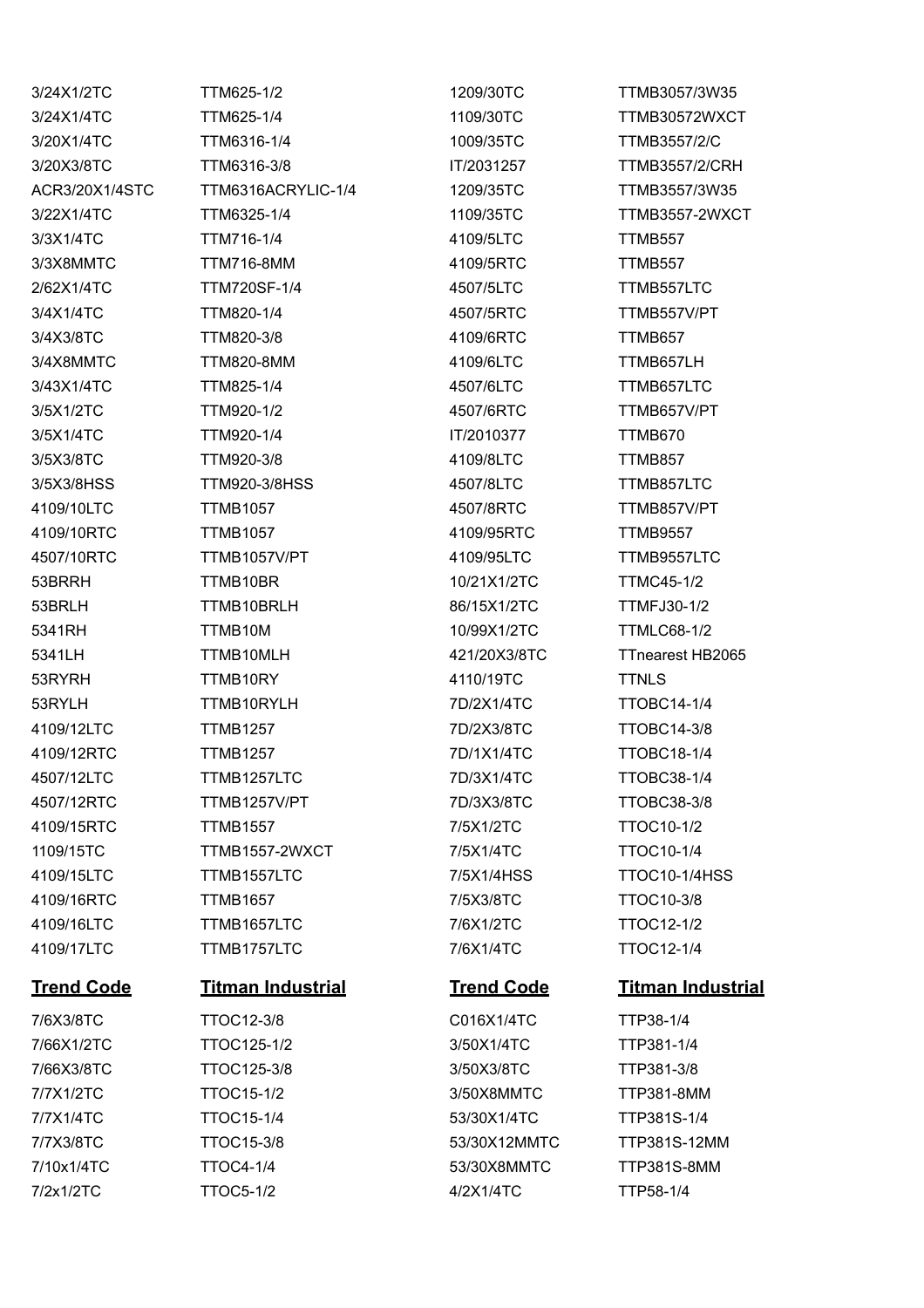| | | | |
|---|---|---|---|
| 3/24X1/2TC | TTM625-1/2 | 1209/30TC | TTMB3057/3W35 |
| 3/24X1/4TC | TTM625-1/4 | 1109/30TC | TTMB30572WXCT |
| 3/20X1/4TC | TTM6316-1/4 | 1009/35TC | TTMB3557/2/C |
| 3/20X3/8TC | TTM6316-3/8 | IT/2031257 | TTMB3557/2/CRH |
| ACR3/20X1/4STC | TTM6316ACRYLIC-1/4 | 1209/35TC | TTMB3557/3W35 |
| 3/22X1/4TC | TTM6325-1/4 | 1109/35TC | TTMB3557-2WXCT |
| 3/3X1/4TC | TTM716-1/4 | 4109/5LTC | TTMB557 |
| 3/3X8MMTC | TTM716-8MM | 4109/5RTC | TTMB557 |
| 2/62X1/4TC | TTM720SF-1/4 | 4507/5LTC | TTMB557LTC |
| 3/4X1/4TC | TTM820-1/4 | 4507/5RTC | TTMB557V/PT |
| 3/4X3/8TC | TTM820-3/8 | 4109/6RTC | TTMB657 |
| 3/4X8MMTC | TTM820-8MM | 4109/6LTC | TTMB657LH |
| 3/43X1/4TC | TTM825-1/4 | 4507/6LTC | TTMB657LTC |
| 3/5X1/2TC | TTM920-1/2 | 4507/6RTC | TTMB657V/PT |
| 3/5X1/4TC | TTM920-1/4 | IT/2010377 | TTMB670 |
| 3/5X3/8TC | TTM920-3/8 | 4109/8LTC | TTMB857 |
| 3/5X3/8HSS | TTM920-3/8HSS | 4507/8LTC | TTMB857LTC |
| 4109/10LTC | TTMB1057 | 4507/8RTC | TTMB857V/PT |
| 4109/10RTC | TTMB1057 | 4109/95RTC | TTMB9557 |
| 4507/10RTC | TTMB1057V/PT | 4109/95LTC | TTMB9557LTC |
| 53BRRH | TTMB10BR | 10/21X1/2TC | TTMC45-1/2 |
| 53BRLH | TTMB10BRLH | 86/15X1/2TC | TTMFJ30-1/2 |
| 5341RH | TTMB10M | 10/99X1/2TC | TTMLC68-1/2 |
| 5341LH | TTMB10MLH | 421/20X3/8TC | TTnearest HB2065 |
| 53RYRH | TTMB10RY | 4110/19TC | TTNLS |
| 53RYLH | TTMB10RYLH | 7D/2X1/4TC | TTOBC14-1/4 |
| 4109/12LTC | TTMB1257 | 7D/2X3/8TC | TTOBC14-3/8 |
| 4109/12RTC | TTMB1257 | 7D/1X1/4TC | TTOBC18-1/4 |
| 4507/12LTC | TTMB1257LTC | 7D/3X1/4TC | TTOBC38-1/4 |
| 4507/12RTC | TTMB1257V/PT | 7D/3X3/8TC | TTOBC38-3/8 |
| 4109/15RTC | TTMB1557 | 7/5X1/2TC | TTOC10-1/2 |
| 1109/15TC | TTMB1557-2WXCT | 7/5X1/4TC | TTOC10-1/4 |
| 4109/15LTC | TTMB1557LTC | 7/5X1/4HSS | TTOC10-1/4HSS |
| 4109/16RTC | TTMB1657 | 7/5X3/8TC | TTOC10-3/8 |
| 4109/16LTC | TTMB1657LTC | 7/6X1/2TC | TTOC12-1/2 |
| 4109/17LTC | TTMB1757LTC | 7/6X1/4TC | TTOC12-1/4 |

| **Trend Code** | **Titman Industrial** | **Trend Code** | **Titman Industrial** |
|---|---|---|---|
| 7/6X3/8TC | TTOC12-3/8 | C016X1/4TC | TTP38-1/4 |
| 7/66X1/2TC | TTOC125-1/2 | 3/50X1/4TC | TTP381-1/4 |
| 7/66X3/8TC | TTOC125-3/8 | 3/50X3/8TC | TTP381-3/8 |
| 7/7X1/2TC | TTOC15-1/2 | 3/50X8MMTC | TTP381-8MM |
| 7/7X1/4TC | TTOC15-1/4 | 53/30X1/4TC | TTP381S-1/4 |
| 7/7X3/8TC | TTOC15-3/8 | 53/30X12MMTC | TTP381S-12MM |
| 7/10x1/4TC | TTOC4-1/4 | 53/30X8MMTC | TTP381S-8MM |
| 7/2x1/2TC | TTOC5-1/2 | 4/2X1/4TC | TTP58-1/4 |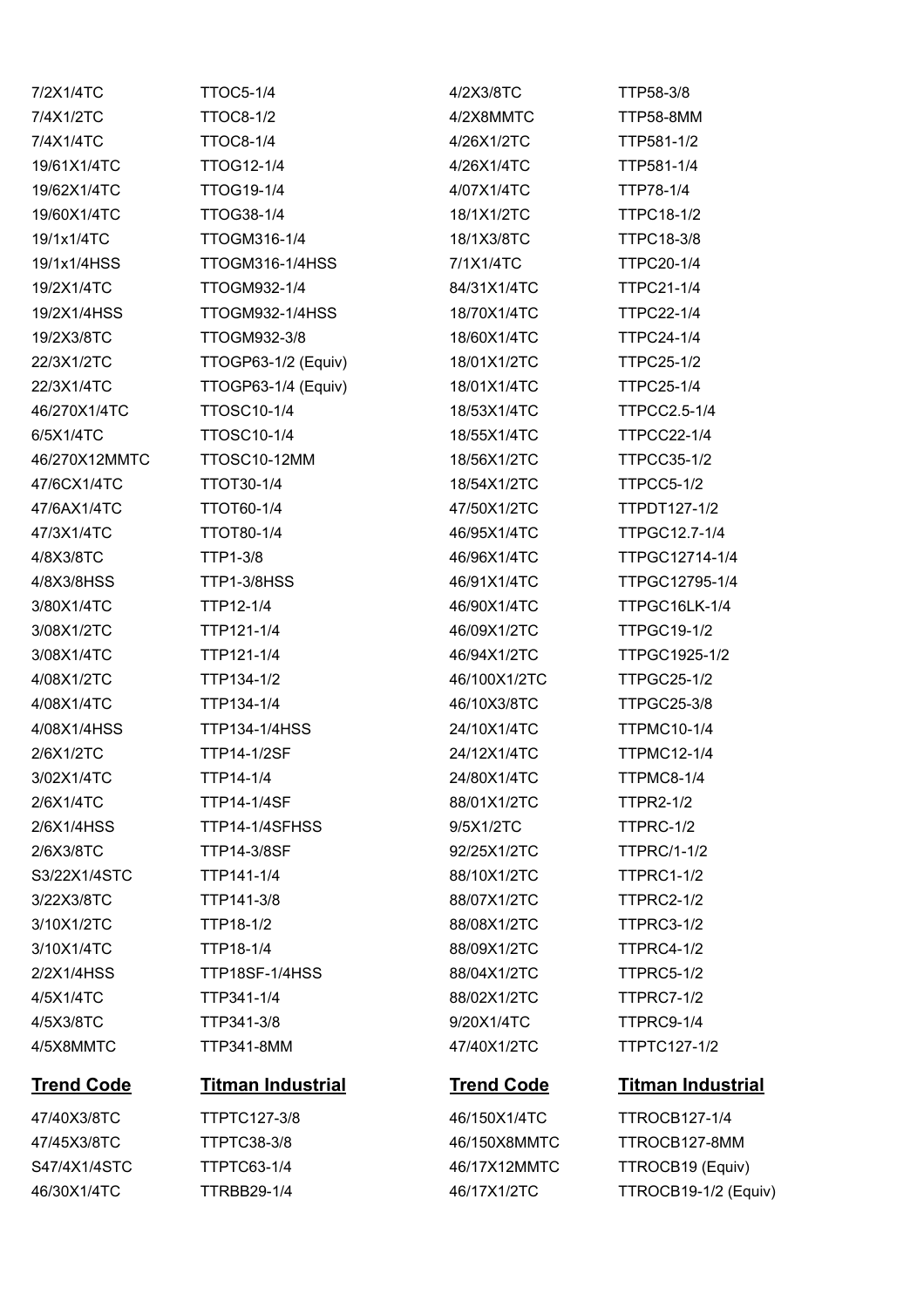| | | | |
|---|---|---|---|
| 7/2X1/4TC | TTOC5-1/4 | 4/2X3/8TC | TTP58-3/8 |
| 7/4X1/2TC | TTOC8-1/2 | 4/2X8MMTC | TTP58-8MM |
| 7/4X1/4TC | TTOC8-1/4 | 4/26X1/2TC | TTP581-1/2 |
| 19/61X1/4TC | TTOG12-1/4 | 4/26X1/4TC | TTP581-1/4 |
| 19/62X1/4TC | TTOG19-1/4 | 4/07X1/4TC | TTP78-1/4 |
| 19/60X1/4TC | TTOG38-1/4 | 18/1X1/2TC | TTPC18-1/2 |
| 19/1x1/4TC | TTOGM316-1/4 | 18/1X3/8TC | TTPC18-3/8 |
| 19/1x1/4HSS | TTOGM316-1/4HSS | 7/1X1/4TC | TTPC20-1/4 |
| 19/2X1/4TC | TTOGM932-1/4 | 84/31X1/4TC | TTPC21-1/4 |
| 19/2X1/4HSS | TTOGM932-1/4HSS | 18/70X1/4TC | TTPC22-1/4 |
| 19/2X3/8TC | TTOGM932-3/8 | 18/60X1/4TC | TTPC24-1/4 |
| 22/3X1/2TC | TTOGP63-1/2 (Equiv) | 18/01X1/2TC | TTPC25-1/2 |
| 22/3X1/4TC | TTOGP63-1/4 (Equiv) | 18/01X1/4TC | TTPC25-1/4 |
| 46/270X1/4TC | TTOSC10-1/4 | 18/53X1/4TC | TTPCC2.5-1/4 |
| 6/5X1/4TC | TTOSC10-1/4 | 18/55X1/4TC | TTPCC22-1/4 |
| 46/270X12MMTC | TTOSC10-12MM | 18/56X1/2TC | TTPCC35-1/2 |
| 47/6CX1/4TC | TTOT30-1/4 | 18/54X1/2TC | TTPCC5-1/2 |
| 47/6AX1/4TC | TTOT60-1/4 | 47/50X1/2TC | TTPDT127-1/2 |
| 47/3X1/4TC | TTOT80-1/4 | 46/95X1/4TC | TTPGC12.7-1/4 |
| 4/8X3/8TC | TTP1-3/8 | 46/96X1/4TC | TTPGC12714-1/4 |
| 4/8X3/8HSS | TTP1-3/8HSS | 46/91X1/4TC | TTPGC12795-1/4 |
| 3/80X1/4TC | TTP12-1/4 | 46/90X1/4TC | TTPGC16LK-1/4 |
| 3/08X1/2TC | TTP121-1/4 | 46/09X1/2TC | TTPGC19-1/2 |
| 3/08X1/4TC | TTP121-1/4 | 46/94X1/2TC | TTPGC1925-1/2 |
| 4/08X1/2TC | TTP134-1/2 | 46/100X1/2TC | TTPGC25-1/2 |
| 4/08X1/4TC | TTP134-1/4 | 46/10X3/8TC | TTPGC25-3/8 |
| 4/08X1/4HSS | TTP134-1/4HSS | 24/10X1/4TC | TTPMC10-1/4 |
| 2/6X1/2TC | TTP14-1/2SF | 24/12X1/4TC | TTPMC12-1/4 |
| 3/02X1/4TC | TTP14-1/4 | 24/80X1/4TC | TTPMC8-1/4 |
| 2/6X1/4TC | TTP14-1/4SF | 88/01X1/2TC | TTPR2-1/2 |
| 2/6X1/4HSS | TTP14-1/4SFHSS | 9/5X1/2TC | TTPRC-1/2 |
| 2/6X3/8TC | TTP14-3/8SF | 92/25X1/2TC | TTPRC/1-1/2 |
| S3/22X1/4STC | TTP141-1/4 | 88/10X1/2TC | TTPRC1-1/2 |
| 3/22X3/8TC | TTP141-3/8 | 88/07X1/2TC | TTPRC2-1/2 |
| 3/10X1/2TC | TTP18-1/2 | 88/08X1/2TC | TTPRC3-1/2 |
| 3/10X1/4TC | TTP18-1/4 | 88/09X1/2TC | TTPRC4-1/2 |
| 2/2X1/4HSS | TTP18SF-1/4HSS | 88/04X1/2TC | TTPRC5-1/2 |
| 4/5X1/4TC | TTP341-1/4 | 88/02X1/2TC | TTPRC7-1/2 |
| 4/5X3/8TC | TTP341-3/8 | 9/20X1/4TC | TTPRC9-1/4 |
| 4/5X8MMTC | TTP341-8MM | 47/40X1/2TC | TTPTC127-1/2 |

| Trend Code | Titman Industrial | Trend Code | Titman Industrial |
|---|---|---|---|
| 47/40X3/8TC | TTPTC127-3/8 | 46/150X1/4TC | TTROCB127-1/4 |
| 47/45X3/8TC | TTPTC38-3/8 | 46/150X8MMTC | TTROCB127-8MM |
| S47/4X1/4STC | TTPTC63-1/4 | 46/17X12MMTC | TTROCB19 (Equiv) |
| 46/30X1/4TC | TTRBB29-1/4 | 46/17X1/2TC | TTROCB19-1/2 (Equiv) |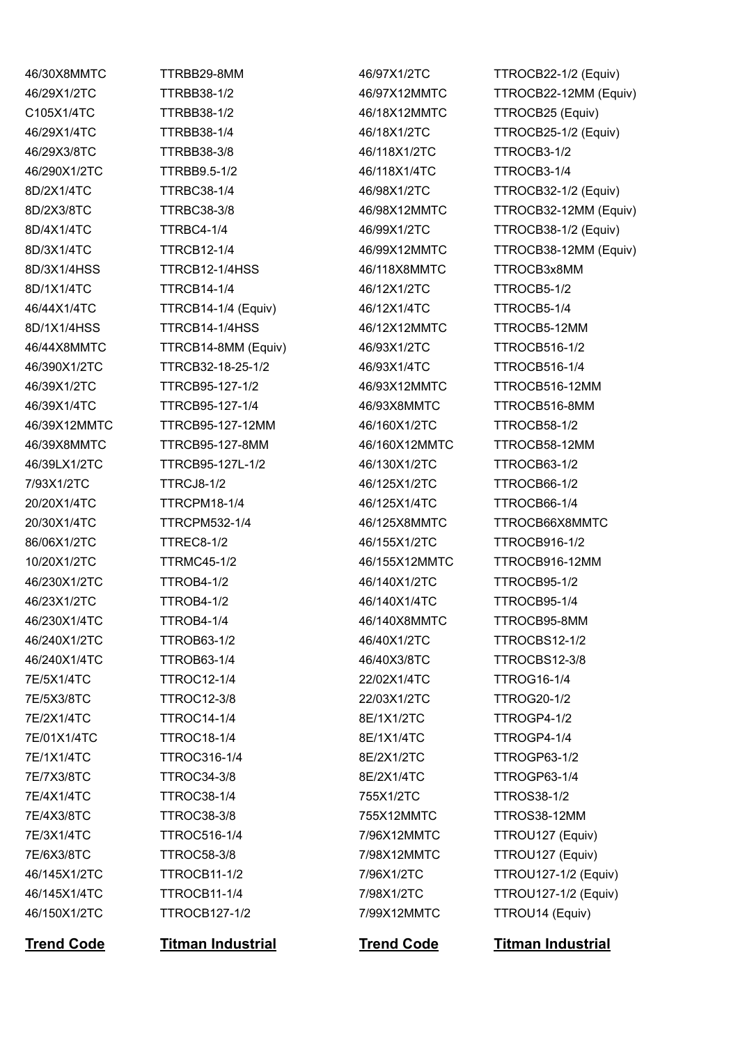| Trend Code | Titman Industrial | Trend Code | Titman Industrial |
|---|---|---|---|
| 46/30X8MMTC | TTRBB29-8MM | 46/97X1/2TC | TTROCB22-1/2 (Equiv) |
| 46/29X1/2TC | TTRBB38-1/2 | 46/97X12MMTC | TTROCB22-12MM (Equiv) |
| C105X1/4TC | TTRBB38-1/2 | 46/18X12MMTC | TTROCB25 (Equiv) |
| 46/29X1/4TC | TTRBB38-1/4 | 46/18X1/2TC | TTROCB25-1/2 (Equiv) |
| 46/29X3/8TC | TTRBB38-3/8 | 46/118X1/2TC | TTROCB3-1/2 |
| 46/290X1/2TC | TTRBB9.5-1/2 | 46/118X1/4TC | TTROCB3-1/4 |
| 8D/2X1/4TC | TTRBC38-1/4 | 46/98X1/2TC | TTROCB32-1/2 (Equiv) |
| 8D/2X3/8TC | TTRBC38-3/8 | 46/98X12MMTC | TTROCB32-12MM (Equiv) |
| 8D/4X1/4TC | TTRBC4-1/4 | 46/99X1/2TC | TTROCB38-1/2 (Equiv) |
| 8D/3X1/4TC | TTRCB12-1/4 | 46/99X12MMTC | TTROCB38-12MM (Equiv) |
| 8D/3X1/4HSS | TTRCB12-1/4HSS | 46/118X8MMTC | TTROCB3x8MM |
| 8D/1X1/4TC | TTRCB14-1/4 | 46/12X1/2TC | TTROCB5-1/2 |
| 46/44X1/4TC | TTRCB14-1/4 (Equiv) | 46/12X1/4TC | TTROCB5-1/4 |
| 8D/1X1/4HSS | TTRCB14-1/4HSS | 46/12X12MMTC | TTROCB5-12MM |
| 46/44X8MMTC | TTRCB14-8MM (Equiv) | 46/93X1/2TC | TTROCB516-1/2 |
| 46/390X1/2TC | TTRCB32-18-25-1/2 | 46/93X1/4TC | TTROCB516-1/4 |
| 46/39X1/2TC | TTRCB95-127-1/2 | 46/93X12MMTC | TTROCB516-12MM |
| 46/39X1/4TC | TTRCB95-127-1/4 | 46/93X8MMTC | TTROCB516-8MM |
| 46/39X12MMTC | TTRCB95-127-12MM | 46/160X1/2TC | TTROCB58-1/2 |
| 46/39X8MMTC | TTRCB95-127-8MM | 46/160X12MMTC | TTROCB58-12MM |
| 46/39LX1/2TC | TTRCB95-127L-1/2 | 46/130X1/2TC | TTROCB63-1/2 |
| 7/93X1/2TC | TTRCJ8-1/2 | 46/125X1/2TC | TTROCB66-1/2 |
| 20/20X1/4TC | TTRCPM18-1/4 | 46/125X1/4TC | TTROCB66-1/4 |
| 20/30X1/4TC | TTRCPM532-1/4 | 46/125X8MMTC | TTROCB66X8MMTC |
| 86/06X1/2TC | TTREC8-1/2 | 46/155X1/2TC | TTROCB916-1/2 |
| 10/20X1/2TC | TTRMC45-1/2 | 46/155X12MMTC | TTROCB916-12MM |
| 46/230X1/2TC | TTROB4-1/2 | 46/140X1/2TC | TTROCB95-1/2 |
| 46/23X1/2TC | TTROB4-1/2 | 46/140X1/4TC | TTROCB95-1/4 |
| 46/230X1/4TC | TTROB4-1/4 | 46/140X8MMTC | TTROCB95-8MM |
| 46/240X1/2TC | TTROB63-1/2 | 46/40X1/2TC | TTROCBS12-1/2 |
| 46/240X1/4TC | TTROB63-1/4 | 46/40X3/8TC | TTROCBS12-3/8 |
| 7E/5X1/4TC | TTROC12-1/4 | 22/02X1/4TC | TTROG16-1/4 |
| 7E/5X3/8TC | TTROC12-3/8 | 22/03X1/2TC | TTROG20-1/2 |
| 7E/2X1/4TC | TTROC14-1/4 | 8E/1X1/2TC | TTROGP4-1/2 |
| 7E/01X1/4TC | TTROC18-1/4 | 8E/1X1/4TC | TTROGP4-1/4 |
| 7E/1X1/4TC | TTROC316-1/4 | 8E/2X1/2TC | TTROGP63-1/2 |
| 7E/7X3/8TC | TTROC34-3/8 | 8E/2X1/4TC | TTROGP63-1/4 |
| 7E/4X1/4TC | TTROC38-1/4 | 755X1/2TC | TTROS38-1/2 |
| 7E/4X3/8TC | TTROC38-3/8 | 755X12MMTC | TTROS38-12MM |
| 7E/3X1/4TC | TTROC516-1/4 | 7/96X12MMTC | TTROU127 (Equiv) |
| 7E/6X3/8TC | TTROC58-3/8 | 7/98X12MMTC | TTROU127 (Equiv) |
| 46/145X1/2TC | TTROCB11-1/2 | 7/96X1/2TC | TTROU127-1/2 (Equiv) |
| 46/145X1/4TC | TTROCB11-1/4 | 7/98X1/2TC | TTROU127-1/2 (Equiv) |
| 46/150X1/2TC | TTROCB127-1/2 | 7/99X12MMTC | TTROU14 (Equiv) |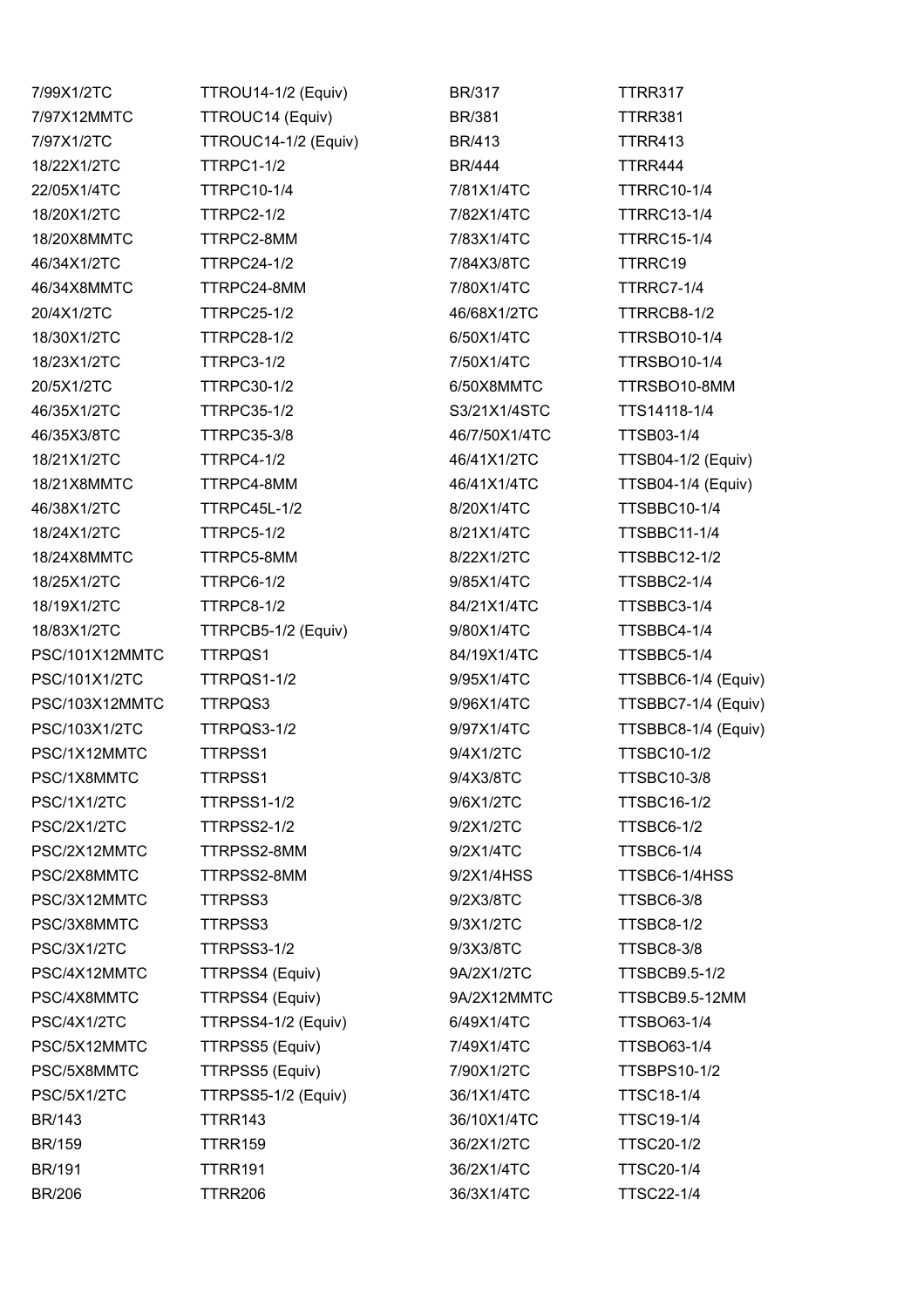| | | | |
|---|---|---|---|
| 7/99X1/2TC | TTROU14-1/2 (Equiv) | BR/317 | TTRR317 |
| 7/97X12MMTC | TTROUC14 (Equiv) | BR/381 | TTRR381 |
| 7/97X1/2TC | TTROUC14-1/2 (Equiv) | BR/413 | TTRR413 |
| 18/22X1/2TC | TTRPC1-1/2 | BR/444 | TTRR444 |
| 22/05X1/4TC | TTRPC10-1/4 | 7/81X1/4TC | TTRRC10-1/4 |
| 18/20X1/2TC | TTRPC2-1/2 | 7/82X1/4TC | TTRRC13-1/4 |
| 18/20X8MMTC | TTRPC2-8MM | 7/83X1/4TC | TTRRC15-1/4 |
| 46/34X1/2TC | TTRPC24-1/2 | 7/84X3/8TC | TTRRC19 |
| 46/34X8MMTC | TTRPC24-8MM | 7/80X1/4TC | TTRRC7-1/4 |
| 20/4X1/2TC | TTRPC25-1/2 | 46/68X1/2TC | TTRRCB8-1/2 |
| 18/30X1/2TC | TTRPC28-1/2 | 6/50X1/4TC | TTRSBO10-1/4 |
| 18/23X1/2TC | TTRPC3-1/2 | 7/50X1/4TC | TTRSBO10-1/4 |
| 20/5X1/2TC | TTRPC30-1/2 | 6/50X8MMTC | TTRSBO10-8MM |
| 46/35X1/2TC | TTRPC35-1/2 | S3/21X1/4STC | TTS14118-1/4 |
| 46/35X3/8TC | TTRPC35-3/8 | 46/7/50X1/4TC | TTSB03-1/4 |
| 18/21X1/2TC | TTRPC4-1/2 | 46/41X1/2TC | TTSB04-1/2 (Equiv) |
| 18/21X8MMTC | TTRPC4-8MM | 46/41X1/4TC | TTSB04-1/4 (Equiv) |
| 46/38X1/2TC | TTRPC45L-1/2 | 8/20X1/4TC | TTSBBC10-1/4 |
| 18/24X1/2TC | TTRPC5-1/2 | 8/21X1/4TC | TTSBBC11-1/4 |
| 18/24X8MMTC | TTRPC5-8MM | 8/22X1/2TC | TTSBBC12-1/2 |
| 18/25X1/2TC | TTRPC6-1/2 | 9/85X1/4TC | TTSBBC2-1/4 |
| 18/19X1/2TC | TTRPC8-1/2 | 84/21X1/4TC | TTSBBC3-1/4 |
| 18/83X1/2TC | TTRPCB5-1/2 (Equiv) | 9/80X1/4TC | TTSBBC4-1/4 |
| PSC/101X12MMTC | TTRPQS1 | 84/19X1/4TC | TTSBBC5-1/4 |
| PSC/101X1/2TC | TTRPQS1-1/2 | 9/95X1/4TC | TTSBBC6-1/4 (Equiv) |
| PSC/103X12MMTC | TTRPQS3 | 9/96X1/4TC | TTSBBC7-1/4 (Equiv) |
| PSC/103X1/2TC | TTRPQS3-1/2 | 9/97X1/4TC | TTSBBC8-1/4 (Equiv) |
| PSC/1X12MMTC | TTRPSS1 | 9/4X1/2TC | TTSBC10-1/2 |
| PSC/1X8MMTC | TTRPSS1 | 9/4X3/8TC | TTSBC10-3/8 |
| PSC/1X1/2TC | TTRPSS1-1/2 | 9/6X1/2TC | TTSBC16-1/2 |
| PSC/2X1/2TC | TTRPSS2-1/2 | 9/2X1/2TC | TTSBC6-1/2 |
| PSC/2X12MMTC | TTRPSS2-8MM | 9/2X1/4TC | TTSBC6-1/4 |
| PSC/2X8MMTC | TTRPSS2-8MM | 9/2X1/4HSS | TTSBC6-1/4HSS |
| PSC/3X12MMTC | TTRPSS3 | 9/2X3/8TC | TTSBC6-3/8 |
| PSC/3X8MMTC | TTRPSS3 | 9/3X1/2TC | TTSBC8-1/2 |
| PSC/3X1/2TC | TTRPSS3-1/2 | 9/3X3/8TC | TTSBC8-3/8 |
| PSC/4X12MMTC | TTRPSS4 (Equiv) | 9A/2X1/2TC | TTSBCB9.5-1/2 |
| PSC/4X8MMTC | TTRPSS4 (Equiv) | 9A/2X12MMTC | TTSBCB9.5-12MM |
| PSC/4X1/2TC | TTRPSS4-1/2 (Equiv) | 6/49X1/4TC | TTSBO63-1/4 |
| PSC/5X12MMTC | TTRPSS5 (Equiv) | 7/49X1/4TC | TTSBO63-1/4 |
| PSC/5X8MMTC | TTRPSS5 (Equiv) | 7/90X1/2TC | TTSBPS10-1/2 |
| PSC/5X1/2TC | TTRPSS5-1/2 (Equiv) | 36/1X1/4TC | TTSC18-1/4 |
| BR/143 | TTRR143 | 36/10X1/4TC | TTSC19-1/4 |
| BR/159 | TTRR159 | 36/2X1/2TC | TTSC20-1/2 |
| BR/191 | TTRR191 | 36/2X1/4TC | TTSC20-1/4 |
| BR/206 | TTRR206 | 36/3X1/4TC | TTSC22-1/4 |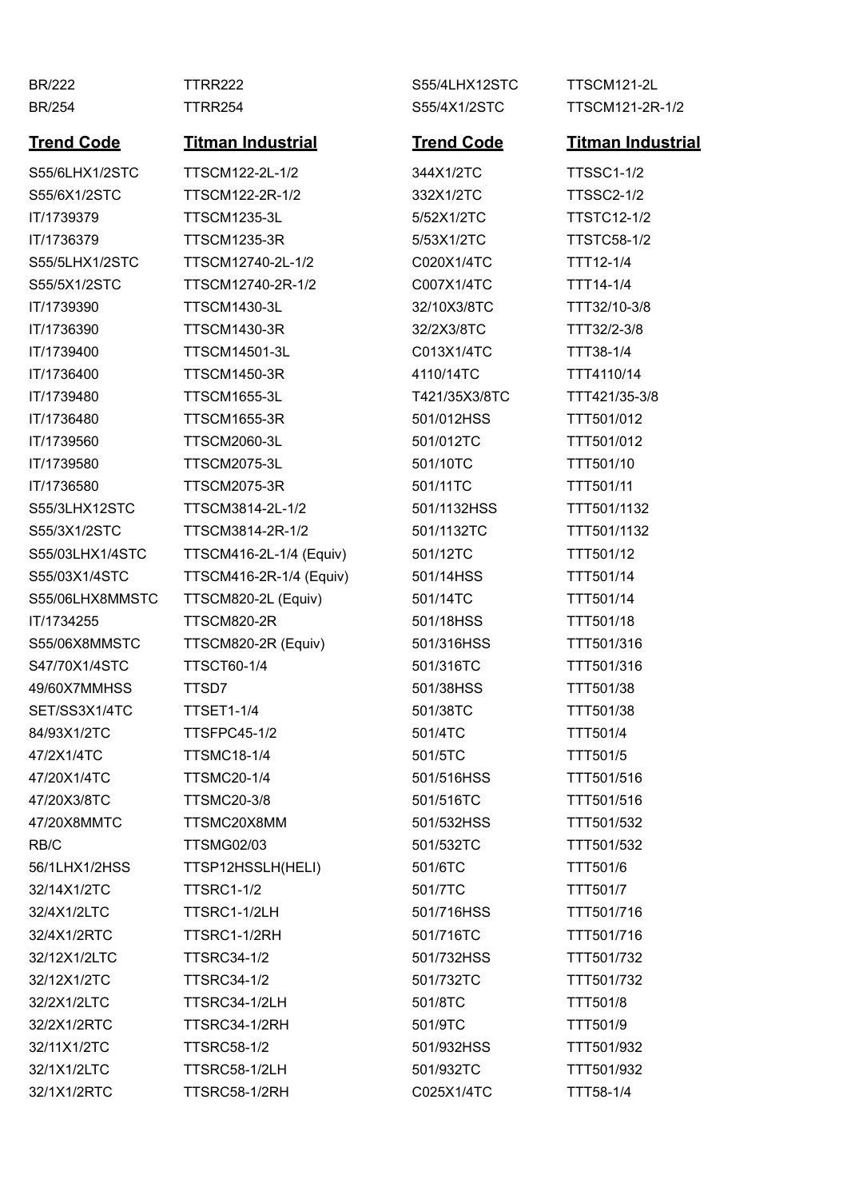| BR/222 | TTRR222 | S55/4LHX12STC | TTSCM121-2L |
|---|---|---|---|
| BR/254 | TTRR254 | S55/4X1/2STC | TTSCM121-2R-1/2 |

| **Trend Code** | **Titman Industrial** | **Trend Code** | **Titman Industrial** |
|---|---|---|---|
| S55/6LHX1/2STC | TTSCM122-2L-1/2 | 344X1/2TC | TTSSC1-1/2 |
| S55/6X1/2STC | TTSCM122-2R-1/2 | 332X1/2TC | TTSSC2-1/2 |
| IT/1739379 | TTSCM1235-3L | 5/52X1/2TC | TTSTC12-1/2 |
| IT/1736379 | TTSCM1235-3R | 5/53X1/2TC | TTSTC58-1/2 |
| S55/5LHX1/2STC | TTSCM12740-2L-1/2 | C020X1/4TC | TTT12-1/4 |
| S55/5X1/2STC | TTSCM12740-2R-1/2 | C007X1/4TC | TTT14-1/4 |
| IT/1739390 | TTSCM1430-3L | 32/10X3/8TC | TTT32/10-3/8 |
| IT/1736390 | TTSCM1430-3R | 32/2X3/8TC | TTT32/2-3/8 |
| IT/1739400 | TTSCM14501-3L | C013X1/4TC | TTT38-1/4 |
| IT/1736400 | TTSCM1450-3R | 4110/14TC | TTT4110/14 |
| IT/1739480 | TTSCM1655-3L | T421/35X3/8TC | TTT421/35-3/8 |
| IT/1736480 | TTSCM1655-3R | 501/012HSS | TTT501/012 |
| IT/1739560 | TTSCM2060-3L | 501/012TC | TTT501/012 |
| IT/1739580 | TTSCM2075-3L | 501/10TC | TTT501/10 |
| IT/1736580 | TTSCM2075-3R | 501/11TC | TTT501/11 |
| S55/3LHX12STC | TTSCM3814-2L-1/2 | 501/1132HSS | TTT501/1132 |
| S55/3X1/2STC | TTSCM3814-2R-1/2 | 501/1132TC | TTT501/1132 |
| S55/03LHX1/4STC | TTSCM416-2L-1/4 (Equiv) | 501/12TC | TTT501/12 |
| S55/03X1/4STC | TTSCM416-2R-1/4 (Equiv) | 501/14HSS | TTT501/14 |
| S55/06LHX8MMSTC | TTSCM820-2L (Equiv) | 501/14TC | TTT501/14 |
| IT/1734255 | TTSCM820-2R | 501/18HSS | TTT501/18 |
| S55/06X8MMSTC | TTSCM820-2R (Equiv) | 501/316HSS | TTT501/316 |
| S47/70X1/4STC | TTSCT60-1/4 | 501/316TC | TTT501/316 |
| 49/60X7MMHSS | TTSD7 | 501/38HSS | TTT501/38 |
| SET/SS3X1/4TC | TTSET1-1/4 | 501/38TC | TTT501/38 |
| 84/93X1/2TC | TTSFPC45-1/2 | 501/4TC | TTT501/4 |
| 47/2X1/4TC | TTSMC18-1/4 | 501/5TC | TTT501/5 |
| 47/20X1/4TC | TTSMC20-1/4 | 501/516HSS | TTT501/516 |
| 47/20X3/8TC | TTSMC20-3/8 | 501/516TC | TTT501/516 |
| 47/20X8MMTC | TTSMC20X8MM | 501/532HSS | TTT501/532 |
| RB/C | TTSMG02/03 | 501/532TC | TTT501/532 |
| 56/1LHX1/2HSS | TTSP12HSSLH(HELI) | 501/6TC | TTT501/6 |
| 32/14X1/2TC | TTSRC1-1/2 | 501/7TC | TTT501/7 |
| 32/4X1/2LTC | TTSRC1-1/2LH | 501/716HSS | TTT501/716 |
| 32/4X1/2RTC | TTSRC1-1/2RH | 501/716TC | TTT501/716 |
| 32/12X1/2LTC | TTSRC34-1/2 | 501/732HSS | TTT501/732 |
| 32/12X1/2TC | TTSRC34-1/2 | 501/732TC | TTT501/732 |
| 32/2X1/2LTC | TTSRC34-1/2LH | 501/8TC | TTT501/8 |
| 32/2X1/2RTC | TTSRC34-1/2RH | 501/9TC | TTT501/9 |
| 32/11X1/2TC | TTSRC58-1/2 | 501/932HSS | TTT501/932 |
| 32/1X1/2LTC | TTSRC58-1/2LH | 501/932TC | TTT501/932 |
| 32/1X1/2RTC | TTSRC58-1/2RH | C025X1/4TC | TTT58-1/4 |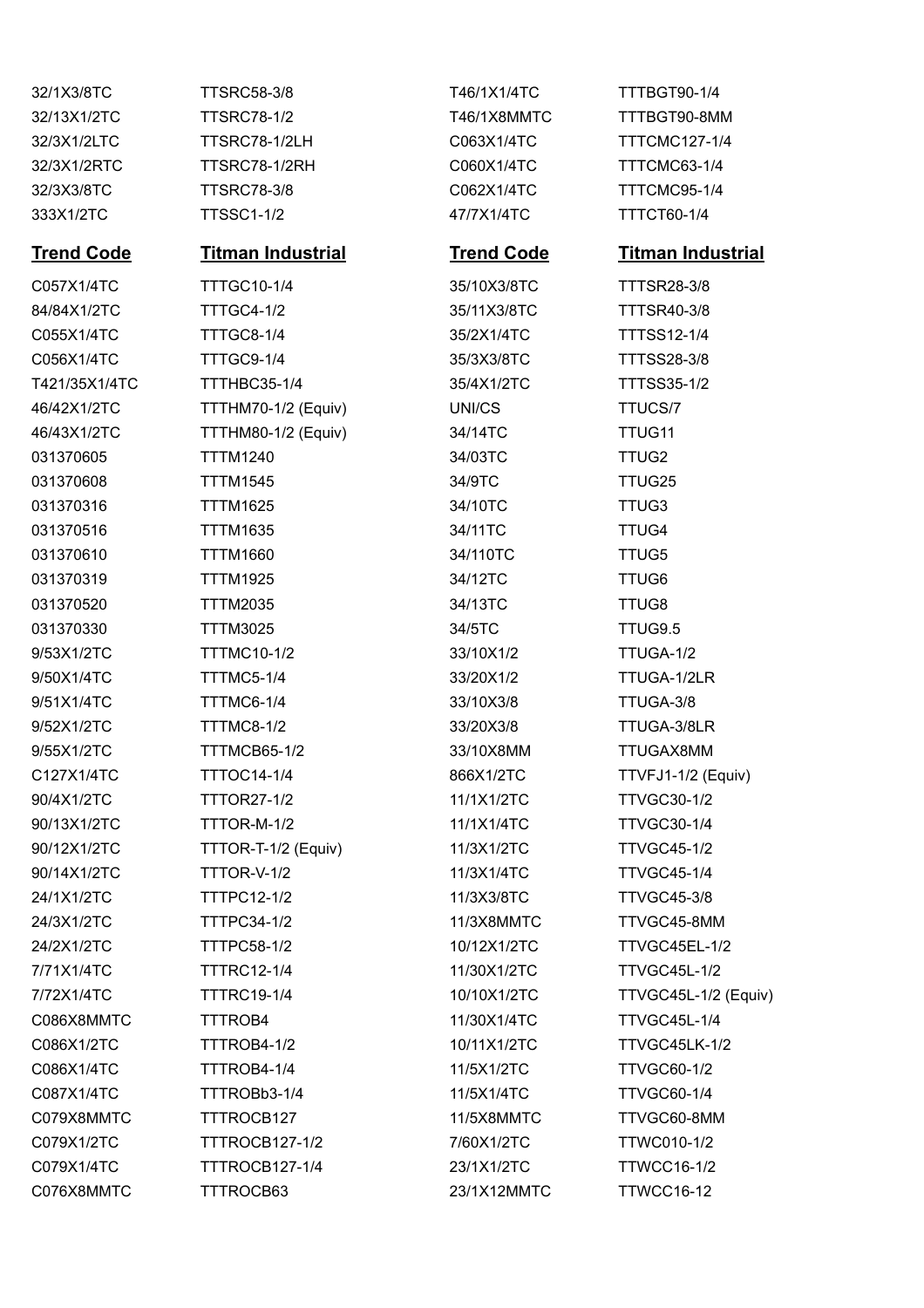| | | | |
|---|---|---|---|
| 32/1X3/8TC | TTSRC58-3/8 | T46/1X1/4TC | TTTBGT90-1/4 |
| 32/13X1/2TC | TTSRC78-1/2 | T46/1X8MMTC | TTTBGT90-8MM |
| 32/3X1/2LTC | TTSRC78-1/2LH | C063X1/4TC | TTTCMC127-1/4 |
| 32/3X1/2RTC | TTSRC78-1/2RH | C060X1/4TC | TTTCMC63-1/4 |
| 32/3X3/8TC | TTSRC78-3/8 | C062X1/4TC | TTTCMC95-1/4 |
| 333X1/2TC | TTSSC1-1/2 | 47/7X1/4TC | TTTCT60-1/4 |

| **Trend Code** | **Titman Industrial** | **Trend Code** | **Titman Industrial** |
|---|---|---|---|
| C057X1/4TC | TTTGC10-1/4 | 35/10X3/8TC | TTTSR28-3/8 |
| 84/84X1/2TC | TTTGC4-1/2 | 35/11X3/8TC | TTTSR40-3/8 |
| C055X1/4TC | TTTGC8-1/4 | 35/2X1/4TC | TTTSS12-1/4 |
| C056X1/4TC | TTTGC9-1/4 | 35/3X3/8TC | TTTSS28-3/8 |
| T421/35X1/4TC | TTTHBC35-1/4 | 35/4X1/2TC | TTTSS35-1/2 |
| 46/42X1/2TC | TTTHM70-1/2 (Equiv) | UNI/CS | TTUCS/7 |
| 46/43X1/2TC | TTTHM80-1/2 (Equiv) | 34/14TC | TTUG11 |
| 031370605 | TTTM1240 | 34/03TC | TTUG2 |
| 031370608 | TTTM1545 | 34/9TC | TTUG25 |
| 031370316 | TTTM1625 | 34/10TC | TTUG3 |
| 031370516 | TTTM1635 | 34/11TC | TTUG4 |
| 031370610 | TTTM1660 | 34/110TC | TTUG5 |
| 031370319 | TTTM1925 | 34/12TC | TTUG6 |
| 031370520 | TTTM2035 | 34/13TC | TTUG8 |
| 031370330 | TTTM3025 | 34/5TC | TTUG9.5 |
| 9/53X1/2TC | TTTMC10-1/2 | 33/10X1/2 | TTUGA-1/2 |
| 9/50X1/4TC | TTTMC5-1/4 | 33/20X1/2 | TTUGA-1/2LR |
| 9/51X1/4TC | TTTMC6-1/4 | 33/10X3/8 | TTUGA-3/8 |
| 9/52X1/2TC | TTTMC8-1/2 | 33/20X3/8 | TTUGA-3/8LR |
| 9/55X1/2TC | TTTMCB65-1/2 | 33/10X8MM | TTUGAX8MM |
| C127X1/4TC | TTTOC14-1/4 | 866X1/2TC | TTVFJ1-1/2 (Equiv) |
| 90/4X1/2TC | TTTOR27-1/2 | 11/1X1/2TC | TTVGC30-1/2 |
| 90/13X1/2TC | TTTOR-M-1/2 | 11/1X1/4TC | TTVGC30-1/4 |
| 90/12X1/2TC | TTTOR-T-1/2 (Equiv) | 11/3X1/2TC | TTVGC45-1/2 |
| 90/14X1/2TC | TTTOR-V-1/2 | 11/3X1/4TC | TTVGC45-1/4 |
| 24/1X1/2TC | TTTPC12-1/2 | 11/3X3/8TC | TTVGC45-3/8 |
| 24/3X1/2TC | TTTPC34-1/2 | 11/3X8MMTC | TTVGC45-8MM |
| 24/2X1/2TC | TTTPC58-1/2 | 10/12X1/2TC | TTVGC45EL-1/2 |
| 7/71X1/4TC | TTTRC12-1/4 | 11/30X1/2TC | TTVGC45L-1/2 |
| 7/72X1/4TC | TTTRC19-1/4 | 10/10X1/2TC | TTVGC45L-1/2 (Equiv) |
| C086X8MMTC | TTTROB4 | 11/30X1/4TC | TTVGC45L-1/4 |
| C086X1/2TC | TTTROB4-1/2 | 10/11X1/2TC | TTVGC45LK-1/2 |
| C086X1/4TC | TTTROB4-1/4 | 11/5X1/2TC | TTVGC60-1/2 |
| C087X1/4TC | TTTROBb3-1/4 | 11/5X1/4TC | TTVGC60-1/4 |
| C079X8MMTC | TTTROCB127 | 11/5X8MMTC | TTVGC60-8MM |
| C079X1/2TC | TTTROCB127-1/2 | 7/60X1/2TC | TTWC010-1/2 |
| C079X1/4TC | TTTROCB127-1/4 | 23/1X1/2TC | TTWCC16-1/2 |
| C076X8MMTC | TTTROCB63 | 23/1X12MMTC | TTWCC16-12 |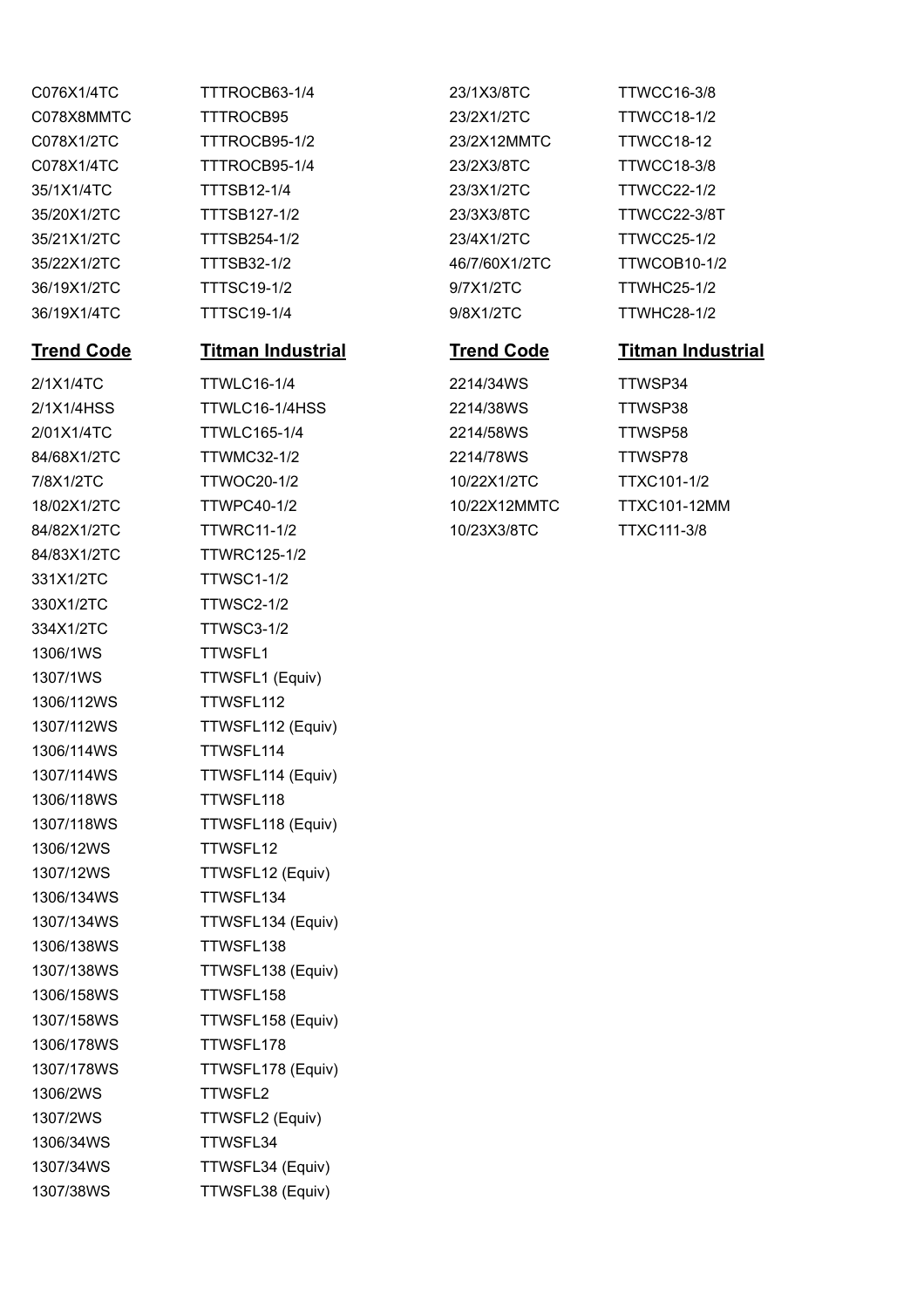| | | | |
|---|---|---|---|
| C076X1/4TC | TTTROCB63-1/4 | 23/1X3/8TC | TTWCC16-3/8 |
| C078X8MMTC | TTTROCB95 | 23/2X1/2TC | TTWCC18-1/2 |
| C078X1/2TC | TTTROCB95-1/2 | 23/2X12MMTC | TTWCC18-12 |
| C078X1/4TC | TTTROCB95-1/4 | 23/2X3/8TC | TTWCC18-3/8 |
| 35/1X1/4TC | TTTSB12-1/4 | 23/3X1/2TC | TTWCC22-1/2 |
| 35/20X1/2TC | TTTSB127-1/2 | 23/3X3/8TC | TTWCC22-3/8T |
| 35/21X1/2TC | TTTSB254-1/2 | 23/4X1/2TC | TTWCC25-1/2 |
| 35/22X1/2TC | TTTSB32-1/2 | 46/7/60X1/2TC | TTWCOB10-1/2 |
| 36/19X1/2TC | TTTSC19-1/2 | 9/7X1/2TC | TTWHC25-1/2 |
| 36/19X1/4TC | TTTSC19-1/4 | 9/8X1/2TC | TTWHC28-1/2 |

| **Trend Code** | **Titman Industrial** | **Trend Code** | **Titman Industrial** |
|---|---|---|---|
| 2/1X1/4TC | TTWLC16-1/4 | 2214/34WS | TTWSP34 |
| 2/1X1/4HSS | TTWLC16-1/4HSS | 2214/38WS | TTWSP38 |
| 2/01X1/4TC | TTWLC165-1/4 | 2214/58WS | TTWSP58 |
| 84/68X1/2TC | TTWMC32-1/2 | 2214/78WS | TTWSP78 |
| 7/8X1/2TC | TTWOC20-1/2 | 10/22X1/2TC | TTXC101-1/2 |
| 18/02X1/2TC | TTWPC40-1/2 | 10/22X12MMTC | TTXC101-12MM |
| 84/82X1/2TC | TTWRC11-1/2 | 10/23X3/8TC | TTXC111-3/8 |
| 84/83X1/2TC | TTWRC125-1/2 | | |
| 331X1/2TC | TTWSC1-1/2 | | |
| 330X1/2TC | TTWSC2-1/2 | | |
| 334X1/2TC | TTWSC3-1/2 | | |
| 1306/1WS | TTWSFL1 | | |
| 1307/1WS | TTWSFL1 (Equiv) | | |
| 1306/112WS | TTWSFL112 | | |
| 1307/112WS | TTWSFL112 (Equiv) | | |
| 1306/114WS | TTWSFL114 | | |
| 1307/114WS | TTWSFL114 (Equiv) | | |
| 1306/118WS | TTWSFL118 | | |
| 1307/118WS | TTWSFL118 (Equiv) | | |
| 1306/12WS | TTWSFL12 | | |
| 1307/12WS | TTWSFL12 (Equiv) | | |
| 1306/134WS | TTWSFL134 | | |
| 1307/134WS | TTWSFL134 (Equiv) | | |
| 1306/138WS | TTWSFL138 | | |
| 1307/138WS | TTWSFL138 (Equiv) | | |
| 1306/158WS | TTWSFL158 | | |
| 1307/158WS | TTWSFL158 (Equiv) | | |
| 1306/178WS | TTWSFL178 | | |
| 1307/178WS | TTWSFL178 (Equiv) | | |
| 1306/2WS | TTWSFL2 | | |
| 1307/2WS | TTWSFL2 (Equiv) | | |
| 1306/34WS | TTWSFL34 | | |
| 1307/34WS | TTWSFL34 (Equiv) | | |
| 1307/38WS | TTWSFL38 (Equiv) | | |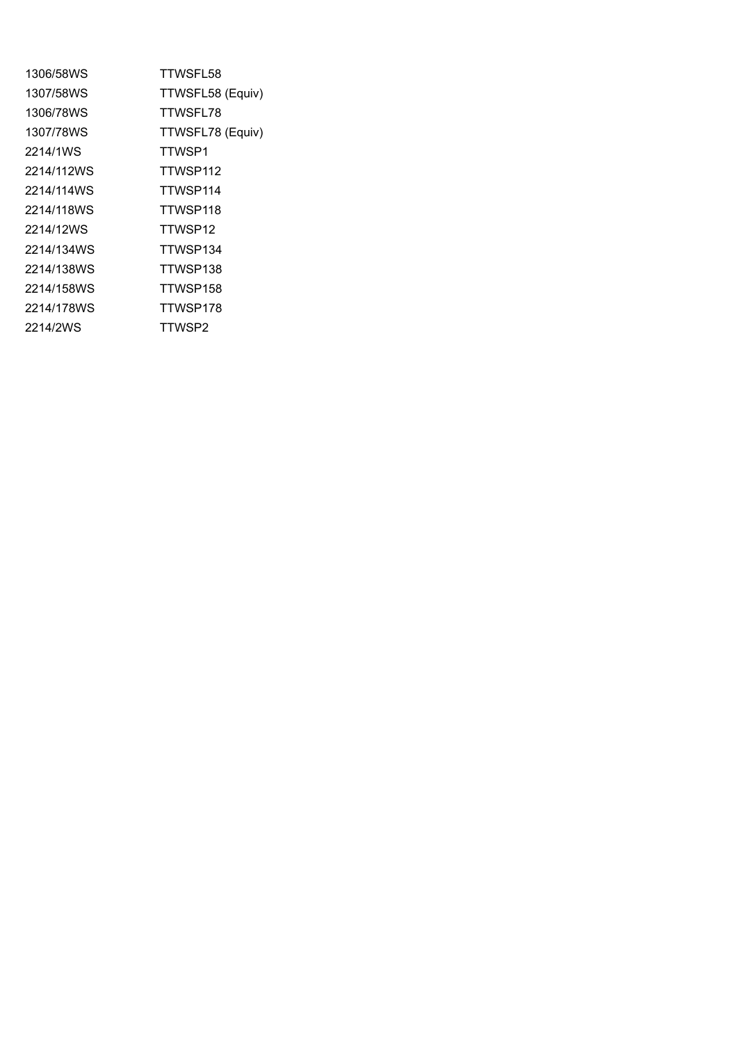| | |
|---|---|
| 1306/58WS | TTWSFL58 |
| 1307/58WS | TTWSFL58 (Equiv) |
| 1306/78WS | TTWSFL78 |
| 1307/78WS | TTWSFL78 (Equiv) |
| 2214/1WS | TTWSP1 |
| 2214/112WS | TTWSP112 |
| 2214/114WS | TTWSP114 |
| 2214/118WS | TTWSP118 |
| 2214/12WS | TTWSP12 |
| 2214/134WS | TTWSP134 |
| 2214/138WS | TTWSP138 |
| 2214/158WS | TTWSP158 |
| 2214/178WS | TTWSP178 |
| 2214/2WS | TTWSP2 |